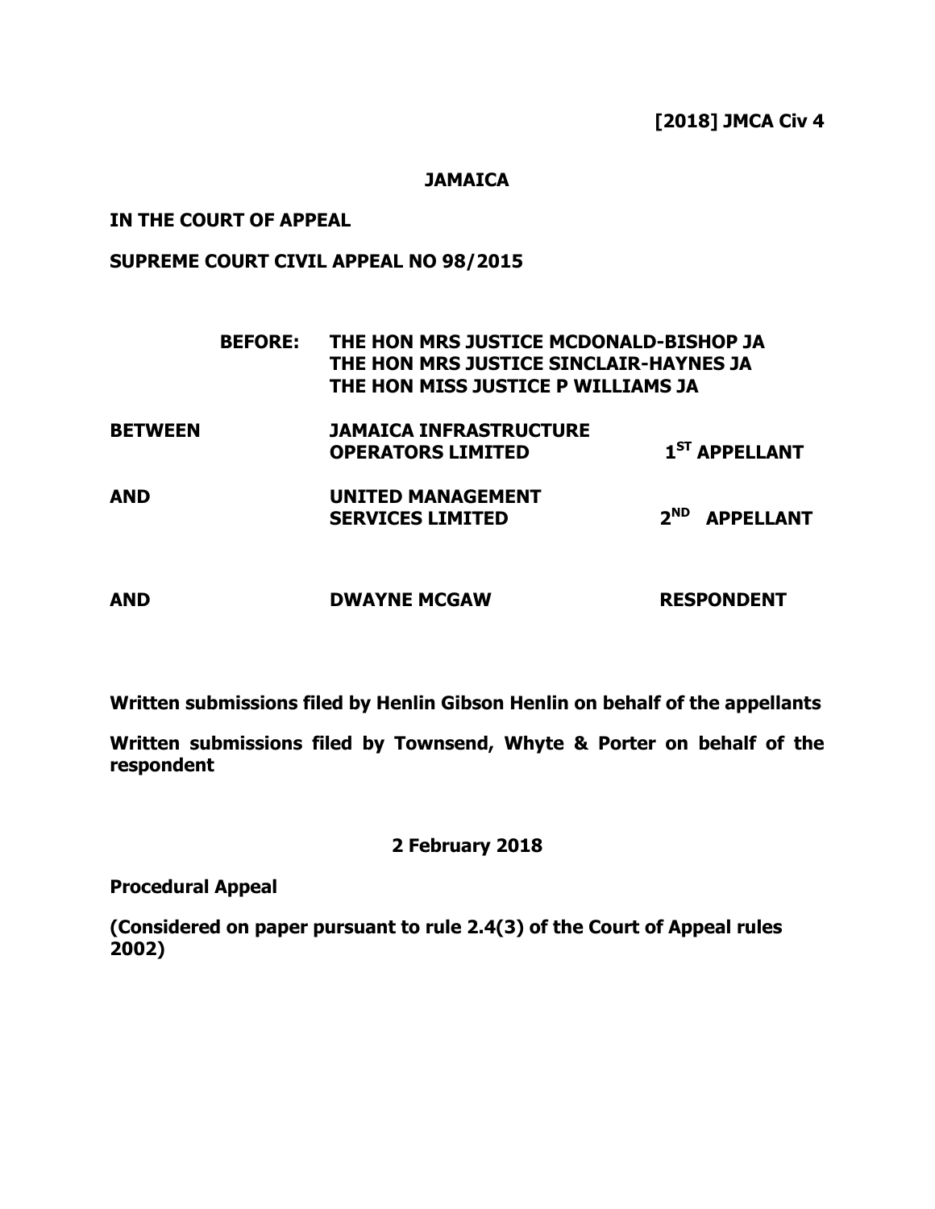**[2018] JMCA Civ 4**

**JAMAICA**

**IN THE COURT OF APPEAL**

**SUPREME COURT CIVIL APPEAL NO 98/2015**

**BEFORE: THE HON MRS JUSTICE MCDONALD-BISHOP JA**
**THE HON MRS JUSTICE SINCLAIR-HAYNES JA**
**THE HON MISS JUSTICE P WILLIAMS JA**

| | | |
|---|---|---|
| **BETWEEN** | **JAMAICA INFRASTRUCTURE OPERATORS LIMITED** | **1ST APPELLANT** |
| **AND** | **UNITED MANAGEMENT SERVICES LIMITED** | **2ND APPELLANT** |
| **AND** | **DWAYNE MCGAW** | **RESPONDENT** |

**Written submissions filed by Henlin Gibson Henlin on behalf of the appellants**

**Written submissions filed by Townsend, Whyte & Porter on behalf of the respondent**

**2 February 2018**

**Procedural Appeal**

**(Considered on paper pursuant to rule 2.4(3) of the Court of Appeal rules 2002)**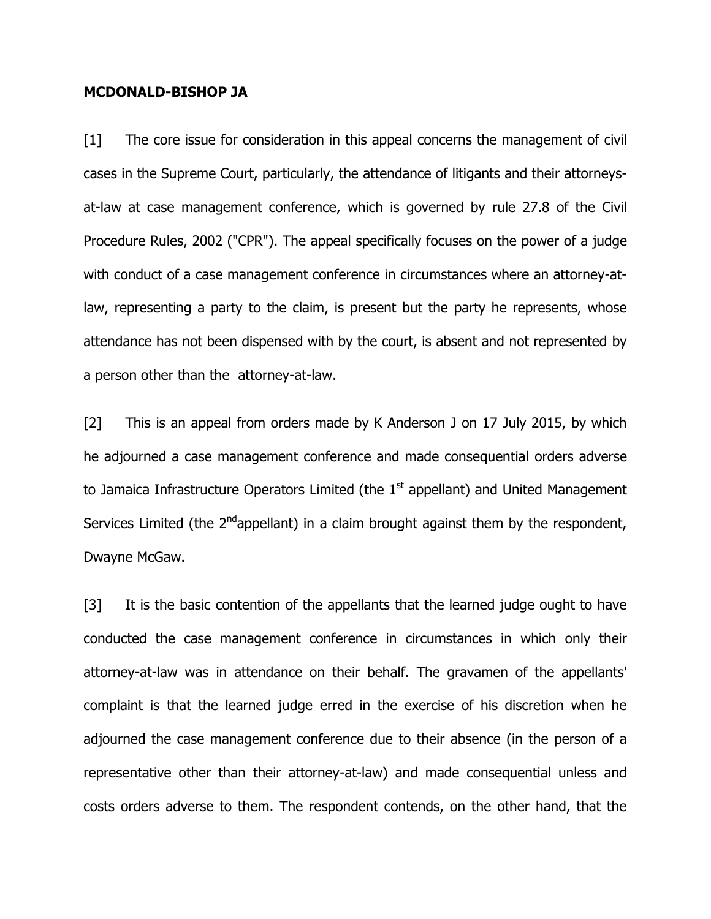**MCDONALD-BISHOP JA**

[1] The core issue for consideration in this appeal concerns the management of civil cases in the Supreme Court, particularly, the attendance of litigants and their attorneys-at-law at case management conference, which is governed by rule 27.8 of the Civil Procedure Rules, 2002 ("CPR"). The appeal specifically focuses on the power of a judge with conduct of a case management conference in circumstances where an attorney-at-law, representing a party to the claim, is present but the party he represents, whose attendance has not been dispensed with by the court, is absent and not represented by a person other than the attorney-at-law.

[2] This is an appeal from orders made by K Anderson J on 17 July 2015, by which he adjourned a case management conference and made consequential orders adverse to Jamaica Infrastructure Operators Limited (the 1st appellant) and United Management Services Limited (the 2nd appellant) in a claim brought against them by the respondent, Dwayne McGaw.

[3] It is the basic contention of the appellants that the learned judge ought to have conducted the case management conference in circumstances in which only their attorney-at-law was in attendance on their behalf. The gravamen of the appellants' complaint is that the learned judge erred in the exercise of his discretion when he adjourned the case management conference due to their absence (in the person of a representative other than their attorney-at-law) and made consequential unless and costs orders adverse to them. The respondent contends, on the other hand, that the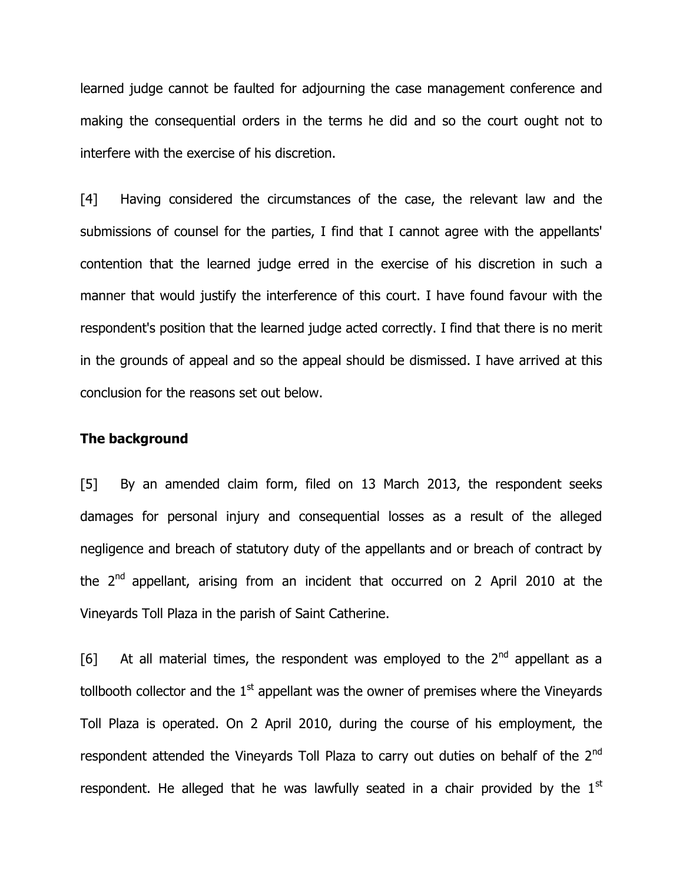learned judge cannot be faulted for adjourning the case management conference and making the consequential orders in the terms he did and so the court ought not to interfere with the exercise of his discretion.

[4] Having considered the circumstances of the case, the relevant law and the submissions of counsel for the parties, I find that I cannot agree with the appellants' contention that the learned judge erred in the exercise of his discretion in such a manner that would justify the interference of this court. I have found favour with the respondent's position that the learned judge acted correctly. I find that there is no merit in the grounds of appeal and so the appeal should be dismissed. I have arrived at this conclusion for the reasons set out below.

**The background**

[5] By an amended claim form, filed on 13 March 2013, the respondent seeks damages for personal injury and consequential losses as a result of the alleged negligence and breach of statutory duty of the appellants and or breach of contract by the 2nd appellant, arising from an incident that occurred on 2 April 2010 at the Vineyards Toll Plaza in the parish of Saint Catherine.

[6] At all material times, the respondent was employed to the 2nd appellant as a tollbooth collector and the 1st appellant was the owner of premises where the Vineyards Toll Plaza is operated. On 2 April 2010, during the course of his employment, the respondent attended the Vineyards Toll Plaza to carry out duties on behalf of the 2nd respondent. He alleged that he was lawfully seated in a chair provided by the 1st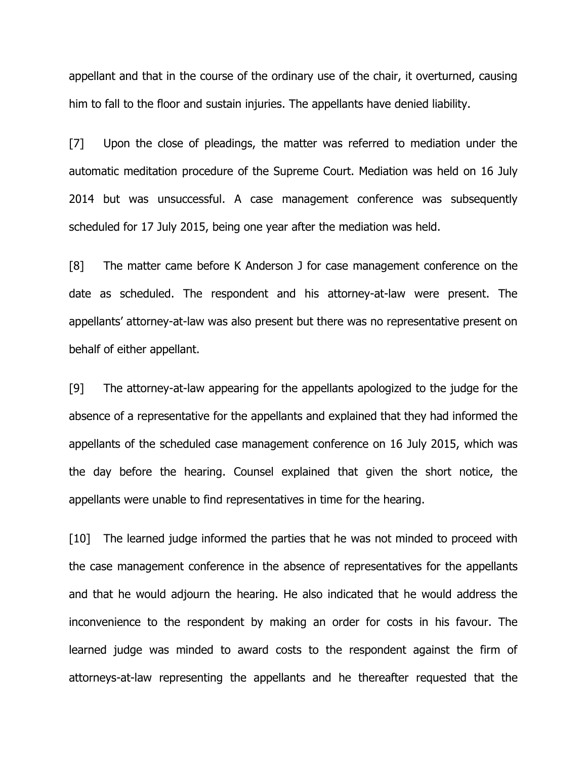appellant and that in the course of the ordinary use of the chair, it overturned, causing him to fall to the floor and sustain injuries. The appellants have denied liability.

[7] Upon the close of pleadings, the matter was referred to mediation under the automatic meditation procedure of the Supreme Court. Mediation was held on 16 July 2014 but was unsuccessful. A case management conference was subsequently scheduled for 17 July 2015, being one year after the mediation was held.

[8] The matter came before K Anderson J for case management conference on the date as scheduled. The respondent and his attorney-at-law were present. The appellants' attorney-at-law was also present but there was no representative present on behalf of either appellant.

[9] The attorney-at-law appearing for the appellants apologized to the judge for the absence of a representative for the appellants and explained that they had informed the appellants of the scheduled case management conference on 16 July 2015, which was the day before the hearing. Counsel explained that given the short notice, the appellants were unable to find representatives in time for the hearing.

[10] The learned judge informed the parties that he was not minded to proceed with the case management conference in the absence of representatives for the appellants and that he would adjourn the hearing. He also indicated that he would address the inconvenience to the respondent by making an order for costs in his favour. The learned judge was minded to award costs to the respondent against the firm of attorneys-at-law representing the appellants and he thereafter requested that the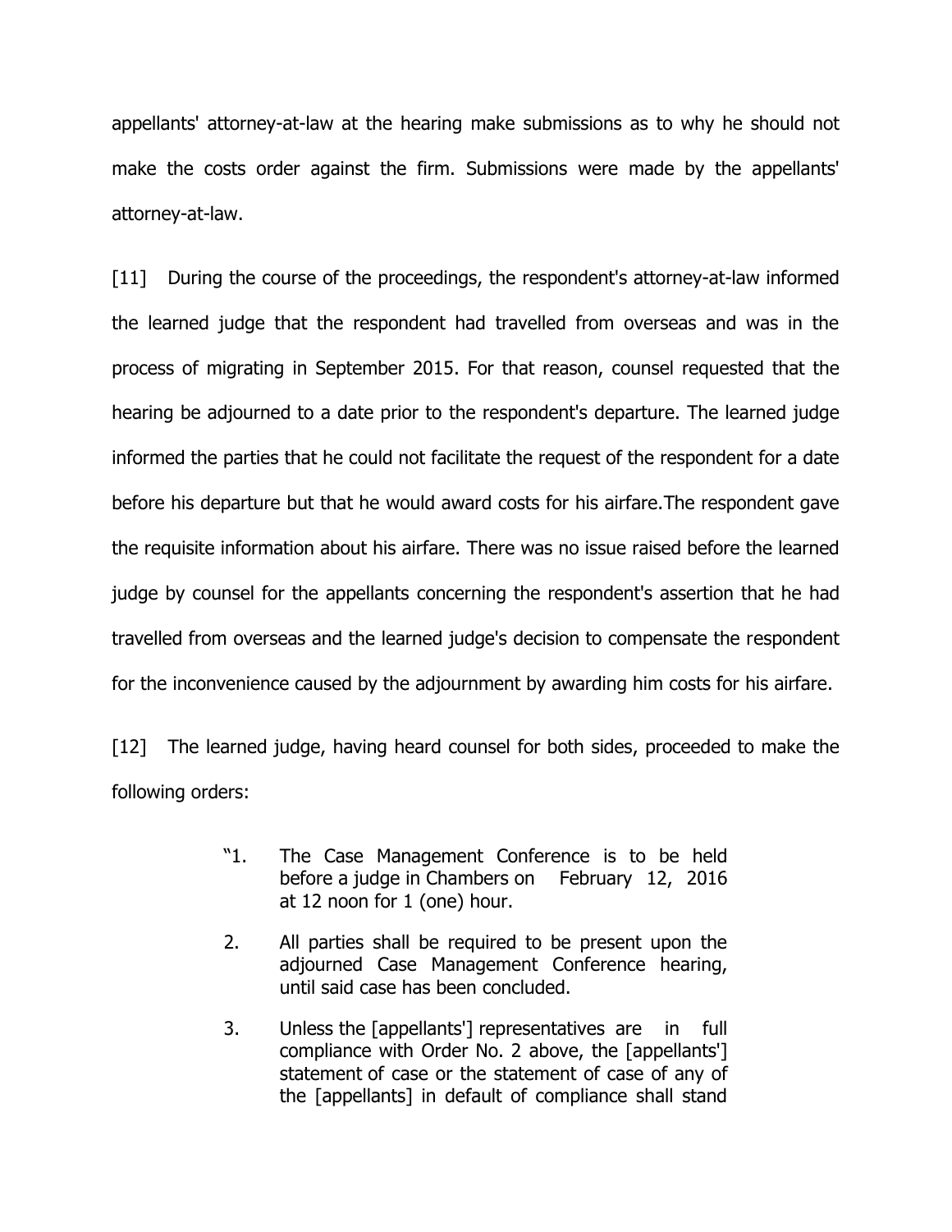appellants' attorney-at-law at the hearing make submissions as to why he should not make the costs order against the firm. Submissions were made by the appellants' attorney-at-law.

[11] During the course of the proceedings, the respondent's attorney-at-law informed the learned judge that the respondent had travelled from overseas and was in the process of migrating in September 2015. For that reason, counsel requested that the hearing be adjourned to a date prior to the respondent's departure. The learned judge informed the parties that he could not facilitate the request of the respondent for a date before his departure but that he would award costs for his airfare.The respondent gave the requisite information about his airfare. There was no issue raised before the learned judge by counsel for the appellants concerning the respondent's assertion that he had travelled from overseas and the learned judge's decision to compensate the respondent for the inconvenience caused by the adjournment by awarding him costs for his airfare.

[12] The learned judge, having heard counsel for both sides, proceeded to make the following orders:

> "1. The Case Management Conference is to be held before a judge in Chambers on February 12, 2016 at 12 noon for 1 (one) hour.
>
> 2. All parties shall be required to be present upon the adjourned Case Management Conference hearing, until said case has been concluded.
>
> 3. Unless the [appellants'] representatives are in full compliance with Order No. 2 above, the [appellants'] statement of case or the statement of case of any of the [appellants] in default of compliance shall stand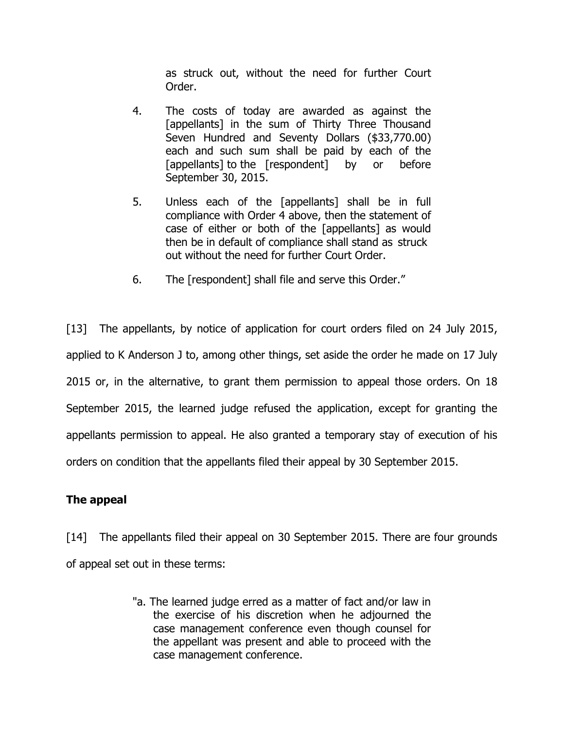as struck out, without the need for further Court Order.

4. The costs of today are awarded as against the [appellants] in the sum of Thirty Three Thousand Seven Hundred and Seventy Dollars ($33,770.00) each and such sum shall be paid by each of the [appellants] to the [respondent] by or before September 30, 2015.

5. Unless each of the [appellants] shall be in full compliance with Order 4 above, then the statement of case of either or both of the [appellants] as would then be in default of compliance shall stand as struck out without the need for further Court Order.

6. The [respondent] shall file and serve this Order."

[13] The appellants, by notice of application for court orders filed on 24 July 2015, applied to K Anderson J to, among other things, set aside the order he made on 17 July 2015 or, in the alternative, to grant them permission to appeal those orders. On 18 September 2015, the learned judge refused the application, except for granting the appellants permission to appeal. He also granted a temporary stay of execution of his orders on condition that the appellants filed their appeal by 30 September 2015.

**The appeal**

[14] The appellants filed their appeal on 30 September 2015. There are four grounds of appeal set out in these terms:

"a. The learned judge erred as a matter of fact and/or law in the exercise of his discretion when he adjourned the case management conference even though counsel for the appellant was present and able to proceed with the case management conference.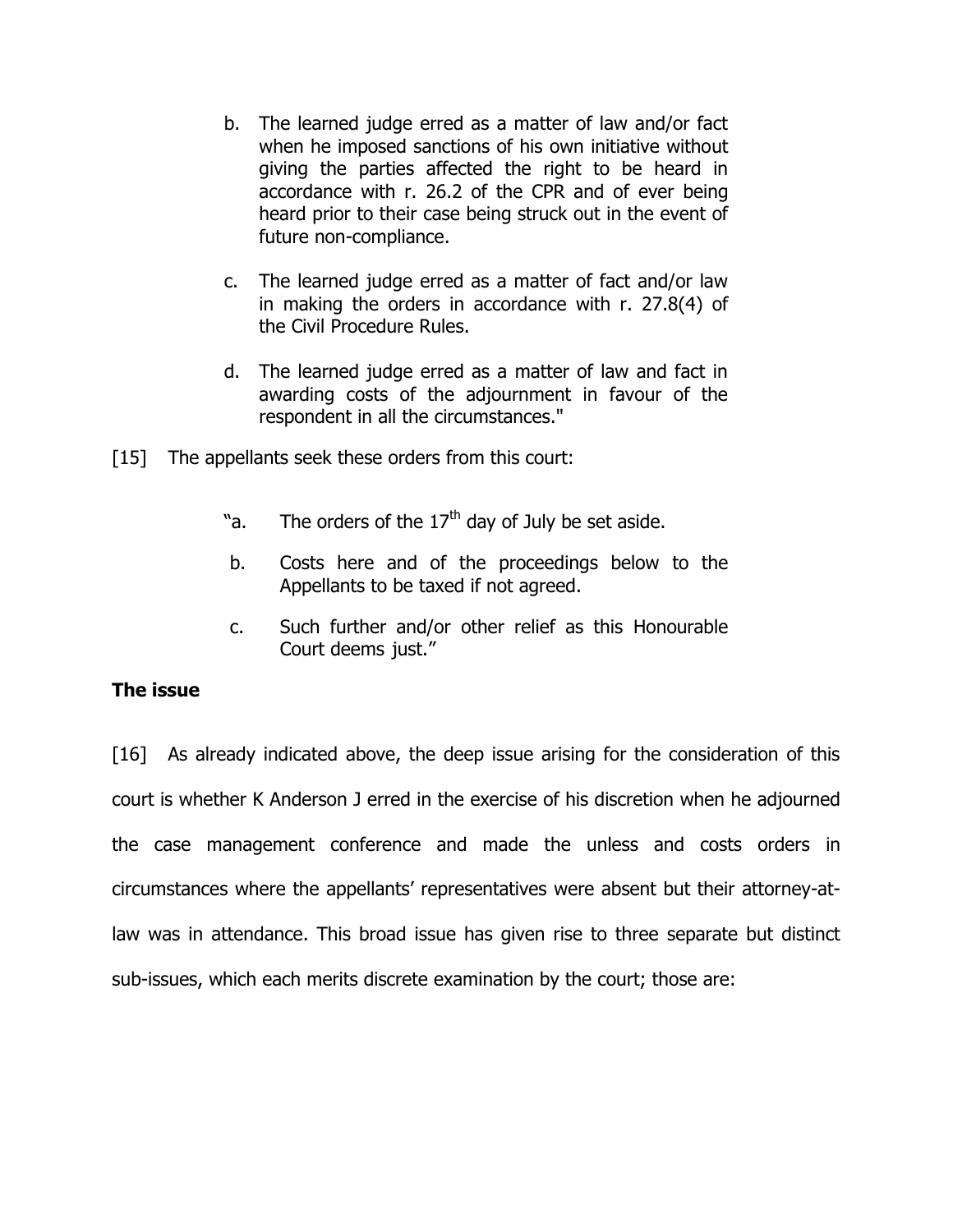b. The learned judge erred as a matter of law and/or fact when he imposed sanctions of his own initiative without giving the parties affected the right to be heard in accordance with r. 26.2 of the CPR and of ever being heard prior to their case being struck out in the event of future non-compliance.

c. The learned judge erred as a matter of fact and/or law in making the orders in accordance with r. 27.8(4) of the Civil Procedure Rules.

d. The learned judge erred as a matter of law and fact in awarding costs of the adjournment in favour of the respondent in all the circumstances."

[15] The appellants seek these orders from this court:

"a. The orders of the 17th day of July be set aside.

b. Costs here and of the proceedings below to the Appellants to be taxed if not agreed.

c. Such further and/or other relief as this Honourable Court deems just."

**The issue**

[16] As already indicated above, the deep issue arising for the consideration of this court is whether K Anderson J erred in the exercise of his discretion when he adjourned the case management conference and made the unless and costs orders in circumstances where the appellants' representatives were absent but their attorney-at-law was in attendance. This broad issue has given rise to three separate but distinct sub-issues, which each merits discrete examination by the court; those are: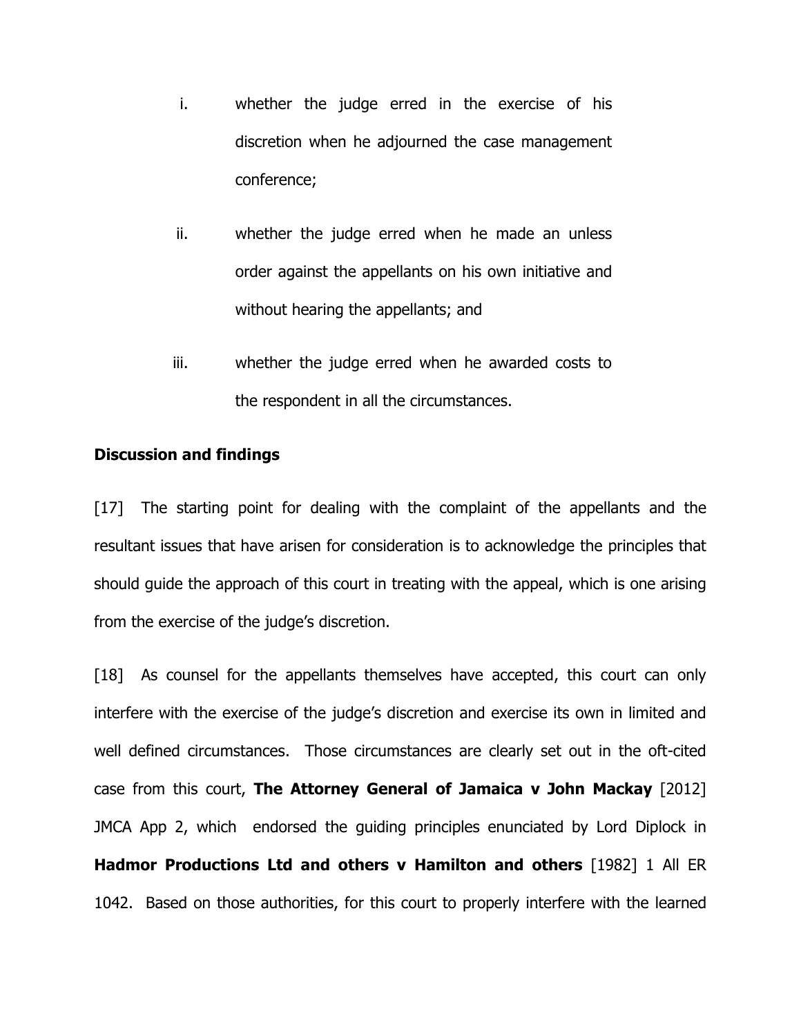i. whether the judge erred in the exercise of his discretion when he adjourned the case management conference;

ii. whether the judge erred when he made an unless order against the appellants on his own initiative and without hearing the appellants; and

iii. whether the judge erred when he awarded costs to the respondent in all the circumstances.

**Discussion and findings**

[17] The starting point for dealing with the complaint of the appellants and the resultant issues that have arisen for consideration is to acknowledge the principles that should guide the approach of this court in treating with the appeal, which is one arising from the exercise of the judge's discretion.

[18] As counsel for the appellants themselves have accepted, this court can only interfere with the exercise of the judge's discretion and exercise its own in limited and well defined circumstances. Those circumstances are clearly set out in the oft-cited case from this court, **The Attorney General of Jamaica v John Mackay** [2012] JMCA App 2, which endorsed the guiding principles enunciated by Lord Diplock in **Hadmor Productions Ltd and others v Hamilton and others** [1982] 1 All ER 1042. Based on those authorities, for this court to properly interfere with the learned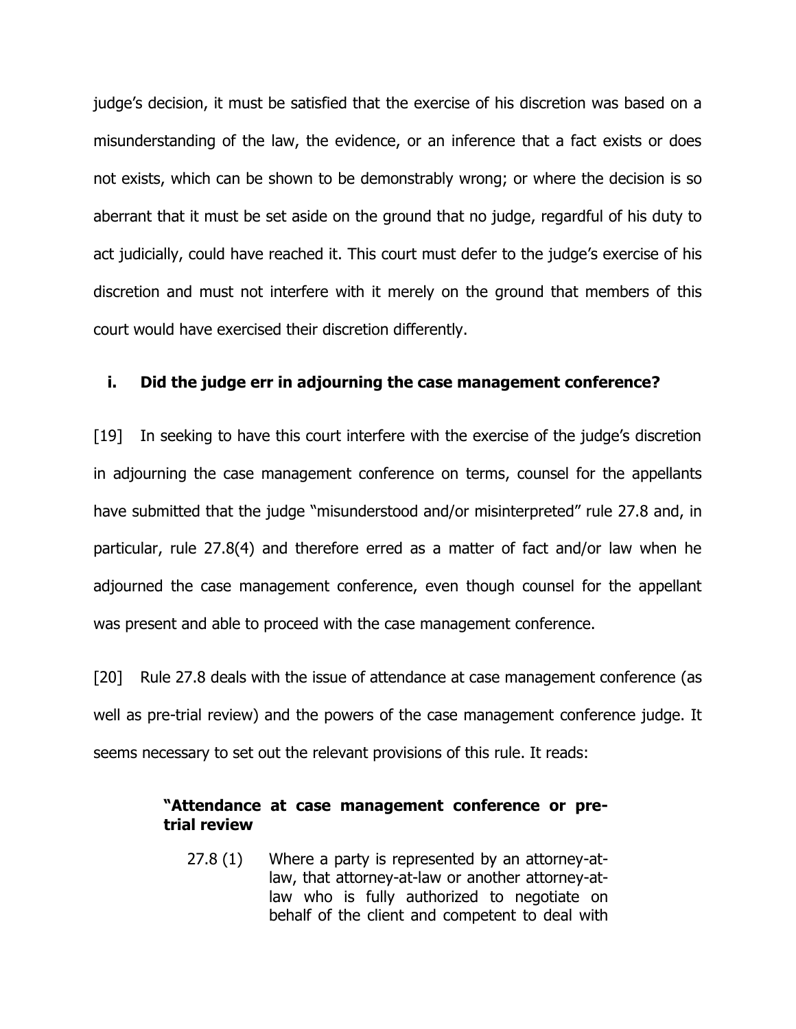judge's decision, it must be satisfied that the exercise of his discretion was based on a misunderstanding of the law, the evidence, or an inference that a fact exists or does not exists, which can be shown to be demonstrably wrong; or where the decision is so aberrant that it must be set aside on the ground that no judge, regardful of his duty to act judicially, could have reached it. This court must defer to the judge's exercise of his discretion and must not interfere with it merely on the ground that members of this court would have exercised their discretion differently.

### i. Did the judge err in adjourning the case management conference?

[19] In seeking to have this court interfere with the exercise of the judge's discretion in adjourning the case management conference on terms, counsel for the appellants have submitted that the judge "misunderstood and/or misinterpreted" rule 27.8 and, in particular, rule 27.8(4) and therefore erred as a matter of fact and/or law when he adjourned the case management conference, even though counsel for the appellant was present and able to proceed with the case management conference.

[20] Rule 27.8 deals with the issue of attendance at case management conference (as well as pre-trial review) and the powers of the case management conference judge. It seems necessary to set out the relevant provisions of this rule. It reads:

> **"Attendance at case management conference or pre-trial review**
>
> 27.8 (1) Where a party is represented by an attorney-at-law, that attorney-at-law or another attorney-at-law who is fully authorized to negotiate on behalf of the client and competent to deal with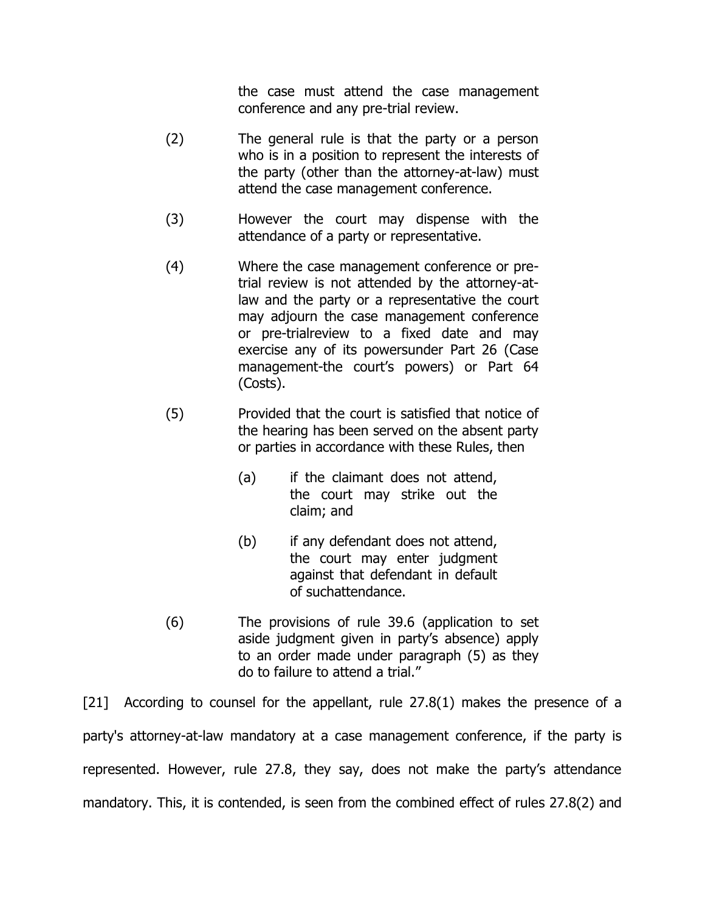the case must attend the case management conference and any pre-trial review.

(2) The general rule is that the party or a person who is in a position to represent the interests of the party (other than the attorney-at-law) must attend the case management conference.

(3) However the court may dispense with the attendance of a party or representative.

(4) Where the case management conference or pre-trial review is not attended by the attorney-at-law and the party or a representative the court may adjourn the case management conference or pre-trialreview to a fixed date and may exercise any of its powersunder Part 26 (Case management-the court's powers) or Part 64 (Costs).

(5) Provided that the court is satisfied that notice of the hearing has been served on the absent party or parties in accordance with these Rules, then

(a) if the claimant does not attend, the court may strike out the claim; and

(b) if any defendant does not attend, the court may enter judgment against that defendant in default of suchattendance.

(6) The provisions of rule 39.6 (application to set aside judgment given in party's absence) apply to an order made under paragraph (5) as they do to failure to attend a trial."

[21] According to counsel for the appellant, rule 27.8(1) makes the presence of a party's attorney-at-law mandatory at a case management conference, if the party is represented. However, rule 27.8, they say, does not make the party's attendance mandatory. This, it is contended, is seen from the combined effect of rules 27.8(2) and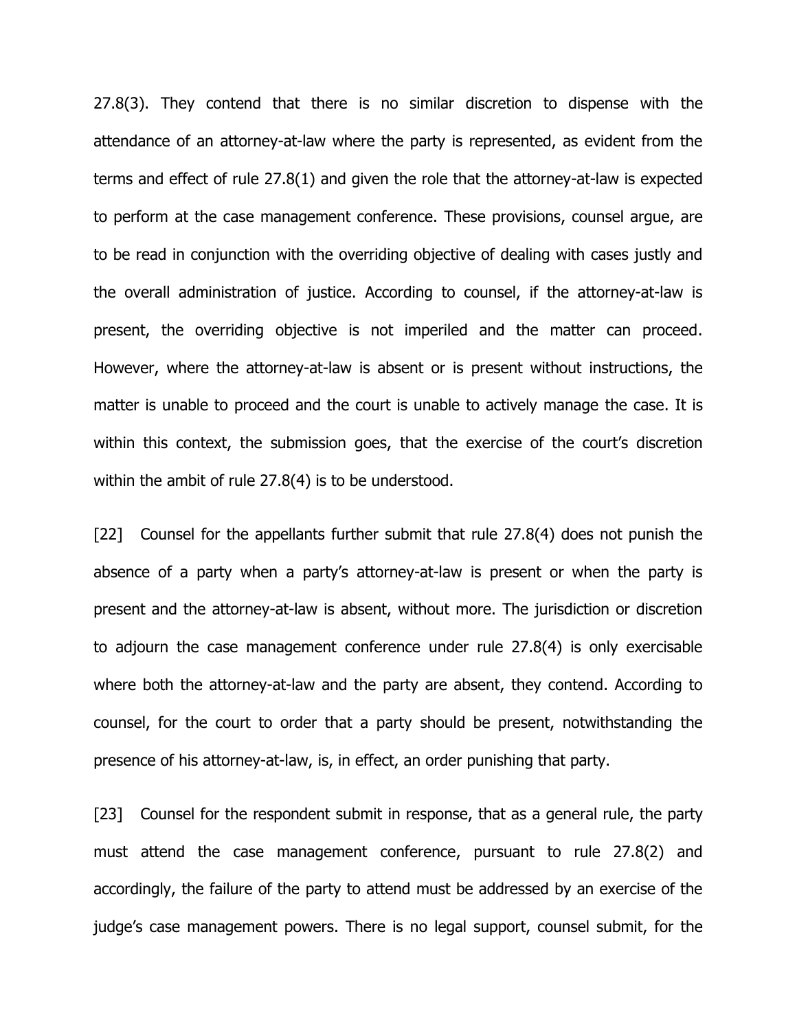27.8(3). They contend that there is no similar discretion to dispense with the attendance of an attorney-at-law where the party is represented, as evident from the terms and effect of rule 27.8(1) and given the role that the attorney-at-law is expected to perform at the case management conference. These provisions, counsel argue, are to be read in conjunction with the overriding objective of dealing with cases justly and the overall administration of justice. According to counsel, if the attorney-at-law is present, the overriding objective is not imperiled and the matter can proceed. However, where the attorney-at-law is absent or is present without instructions, the matter is unable to proceed and the court is unable to actively manage the case. It is within this context, the submission goes, that the exercise of the court's discretion within the ambit of rule 27.8(4) is to be understood.

[22] Counsel for the appellants further submit that rule 27.8(4) does not punish the absence of a party when a party's attorney-at-law is present or when the party is present and the attorney-at-law is absent, without more. The jurisdiction or discretion to adjourn the case management conference under rule 27.8(4) is only exercisable where both the attorney-at-law and the party are absent, they contend. According to counsel, for the court to order that a party should be present, notwithstanding the presence of his attorney-at-law, is, in effect, an order punishing that party.

[23] Counsel for the respondent submit in response, that as a general rule, the party must attend the case management conference, pursuant to rule 27.8(2) and accordingly, the failure of the party to attend must be addressed by an exercise of the judge's case management powers. There is no legal support, counsel submit, for the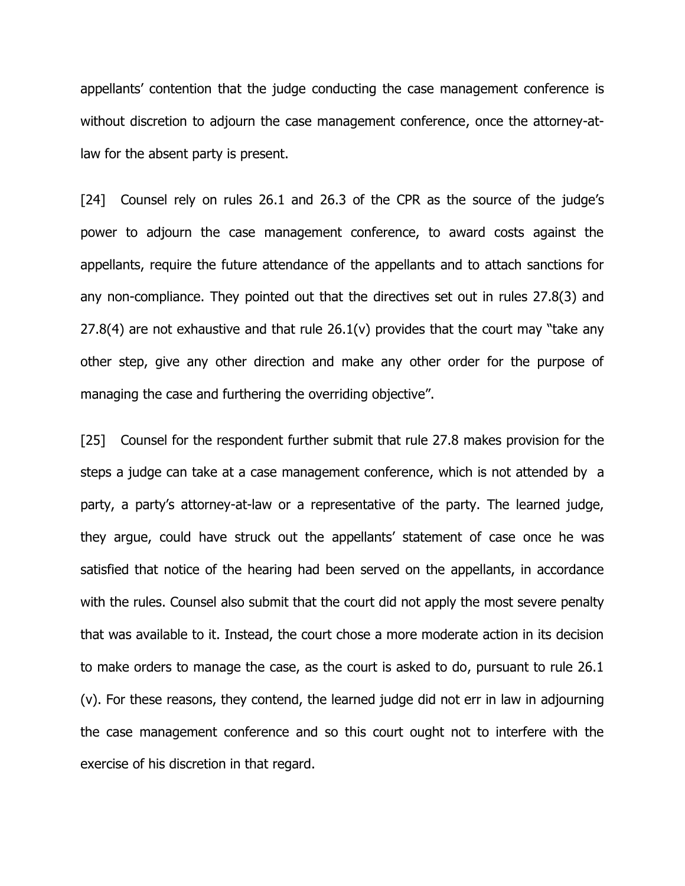appellants' contention that the judge conducting the case management conference is without discretion to adjourn the case management conference, once the attorney-at-law for the absent party is present.

[24] Counsel rely on rules 26.1 and 26.3 of the CPR as the source of the judge's power to adjourn the case management conference, to award costs against the appellants, require the future attendance of the appellants and to attach sanctions for any non-compliance. They pointed out that the directives set out in rules 27.8(3) and 27.8(4) are not exhaustive and that rule 26.1(v) provides that the court may "take any other step, give any other direction and make any other order for the purpose of managing the case and furthering the overriding objective".

[25] Counsel for the respondent further submit that rule 27.8 makes provision for the steps a judge can take at a case management conference, which is not attended by a party, a party's attorney-at-law or a representative of the party. The learned judge, they argue, could have struck out the appellants' statement of case once he was satisfied that notice of the hearing had been served on the appellants, in accordance with the rules. Counsel also submit that the court did not apply the most severe penalty that was available to it. Instead, the court chose a more moderate action in its decision to make orders to manage the case, as the court is asked to do, pursuant to rule 26.1 (v). For these reasons, they contend, the learned judge did not err in law in adjourning the case management conference and so this court ought not to interfere with the exercise of his discretion in that regard.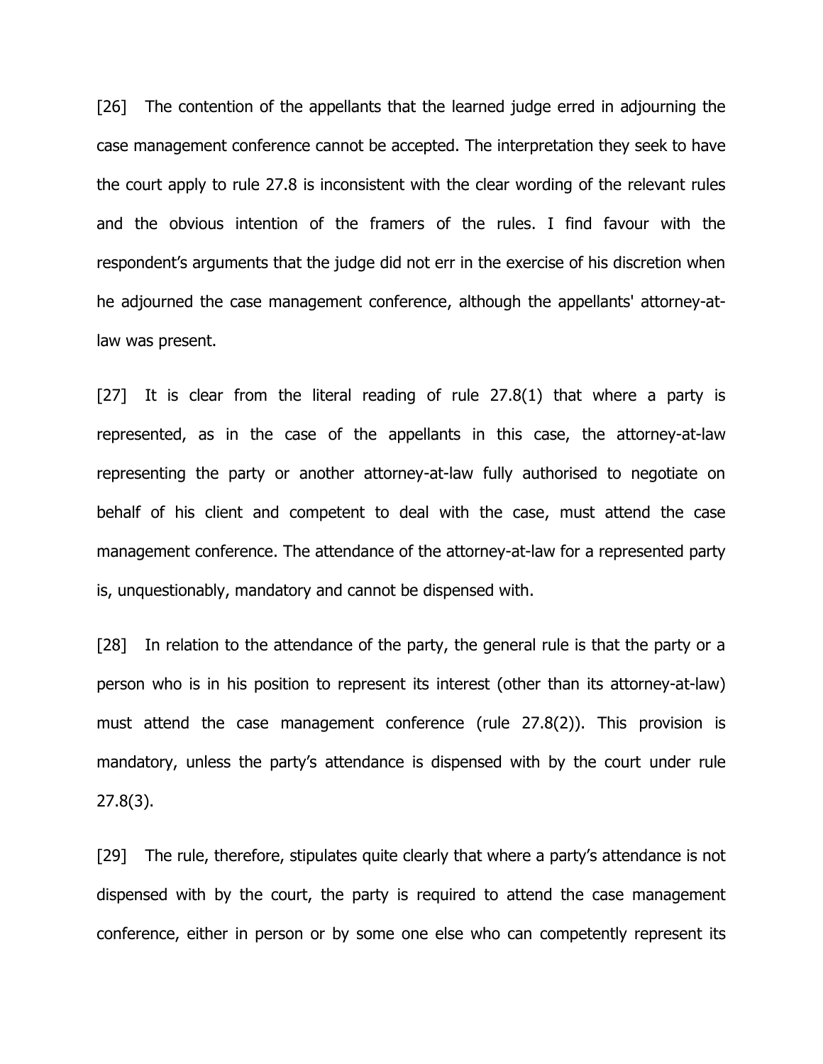[26] The contention of the appellants that the learned judge erred in adjourning the case management conference cannot be accepted. The interpretation they seek to have the court apply to rule 27.8 is inconsistent with the clear wording of the relevant rules and the obvious intention of the framers of the rules. I find favour with the respondent's arguments that the judge did not err in the exercise of his discretion when he adjourned the case management conference, although the appellants' attorney-at-law was present.

[27] It is clear from the literal reading of rule 27.8(1) that where a party is represented, as in the case of the appellants in this case, the attorney-at-law representing the party or another attorney-at-law fully authorised to negotiate on behalf of his client and competent to deal with the case, must attend the case management conference. The attendance of the attorney-at-law for a represented party is, unquestionably, mandatory and cannot be dispensed with.

[28] In relation to the attendance of the party, the general rule is that the party or a person who is in his position to represent its interest (other than its attorney-at-law) must attend the case management conference (rule 27.8(2)). This provision is mandatory, unless the party's attendance is dispensed with by the court under rule 27.8(3).

[29] The rule, therefore, stipulates quite clearly that where a party's attendance is not dispensed with by the court, the party is required to attend the case management conference, either in person or by some one else who can competently represent its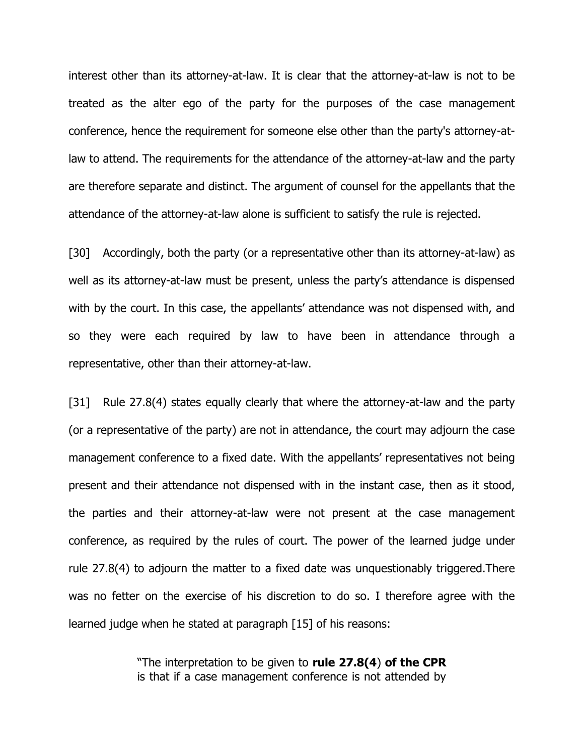interest other than its attorney-at-law. It is clear that the attorney-at-law is not to be treated as the alter ego of the party for the purposes of the case management conference, hence the requirement for someone else other than the party's attorney-at-law to attend. The requirements for the attendance of the attorney-at-law and the party are therefore separate and distinct. The argument of counsel for the appellants that the attendance of the attorney-at-law alone is sufficient to satisfy the rule is rejected.

[30] Accordingly, both the party (or a representative other than its attorney-at-law) as well as its attorney-at-law must be present, unless the party's attendance is dispensed with by the court. In this case, the appellants' attendance was not dispensed with, and so they were each required by law to have been in attendance through a representative, other than their attorney-at-law.

[31] Rule 27.8(4) states equally clearly that where the attorney-at-law and the party (or a representative of the party) are not in attendance, the court may adjourn the case management conference to a fixed date. With the appellants' representatives not being present and their attendance not dispensed with in the instant case, then as it stood, the parties and their attorney-at-law were not present at the case management conference, as required by the rules of court. The power of the learned judge under rule 27.8(4) to adjourn the matter to a fixed date was unquestionably triggered.There was no fetter on the exercise of his discretion to do so. I therefore agree with the learned judge when he stated at paragraph [15] of his reasons:

> "The interpretation to be given to **rule 27.8(4**) **of the CPR** is that if a case management conference is not attended by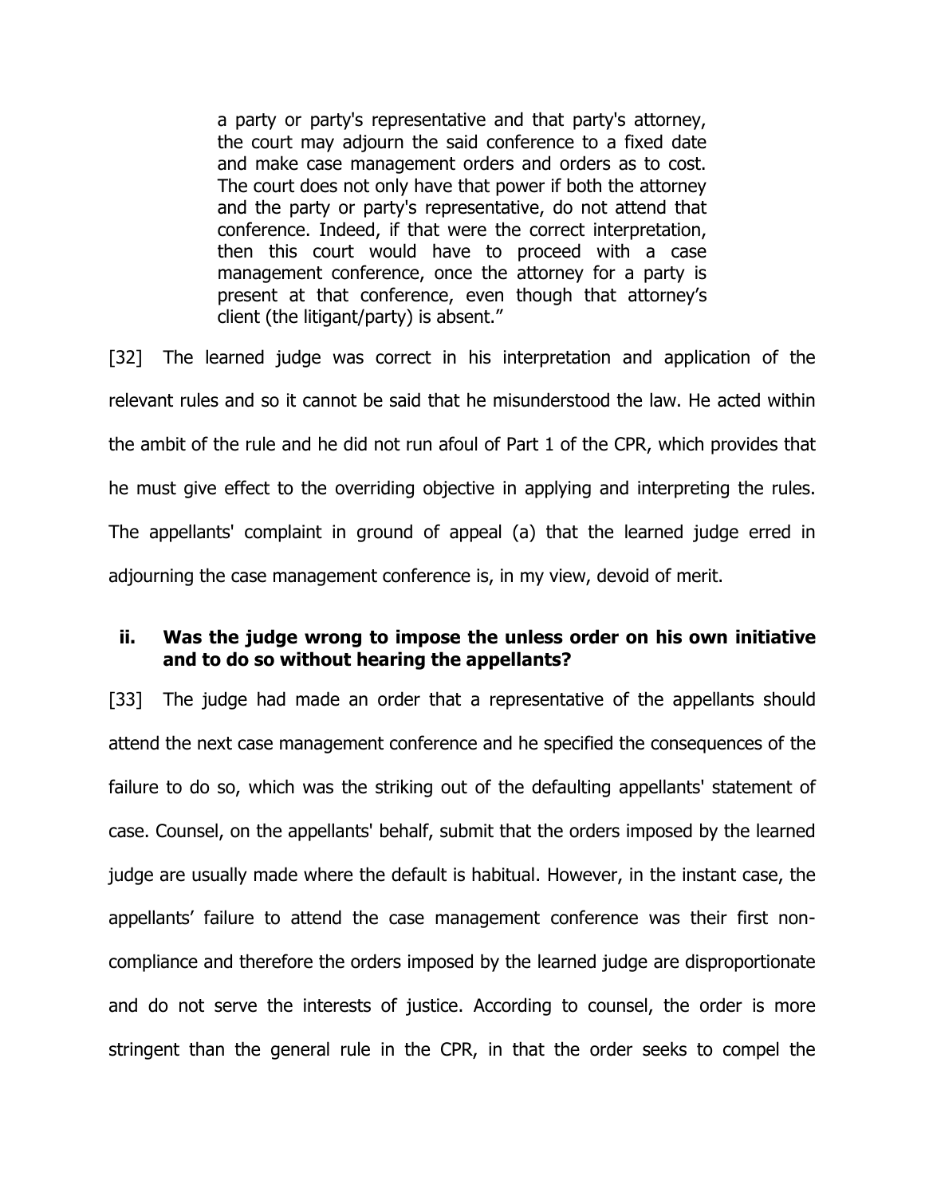> a party or party's representative and that party's attorney, the court may adjourn the said conference to a fixed date and make case management orders and orders as to cost. The court does not only have that power if both the attorney and the party or party's representative, do not attend that conference. Indeed, if that were the correct interpretation, then this court would have to proceed with a case management conference, once the attorney for a party is present at that conference, even though that attorney's client (the litigant/party) is absent."

[32] The learned judge was correct in his interpretation and application of the relevant rules and so it cannot be said that he misunderstood the law. He acted within the ambit of the rule and he did not run afoul of Part 1 of the CPR, which provides that he must give effect to the overriding objective in applying and interpreting the rules. The appellants' complaint in ground of appeal (a) that the learned judge erred in adjourning the case management conference is, in my view, devoid of merit.

### ii. Was the judge wrong to impose the unless order on his own initiative and to do so without hearing the appellants?

[33] The judge had made an order that a representative of the appellants should attend the next case management conference and he specified the consequences of the failure to do so, which was the striking out of the defaulting appellants' statement of case. Counsel, on the appellants' behalf, submit that the orders imposed by the learned judge are usually made where the default is habitual. However, in the instant case, the appellants' failure to attend the case management conference was their first non-compliance and therefore the orders imposed by the learned judge are disproportionate and do not serve the interests of justice. According to counsel, the order is more stringent than the general rule in the CPR, in that the order seeks to compel the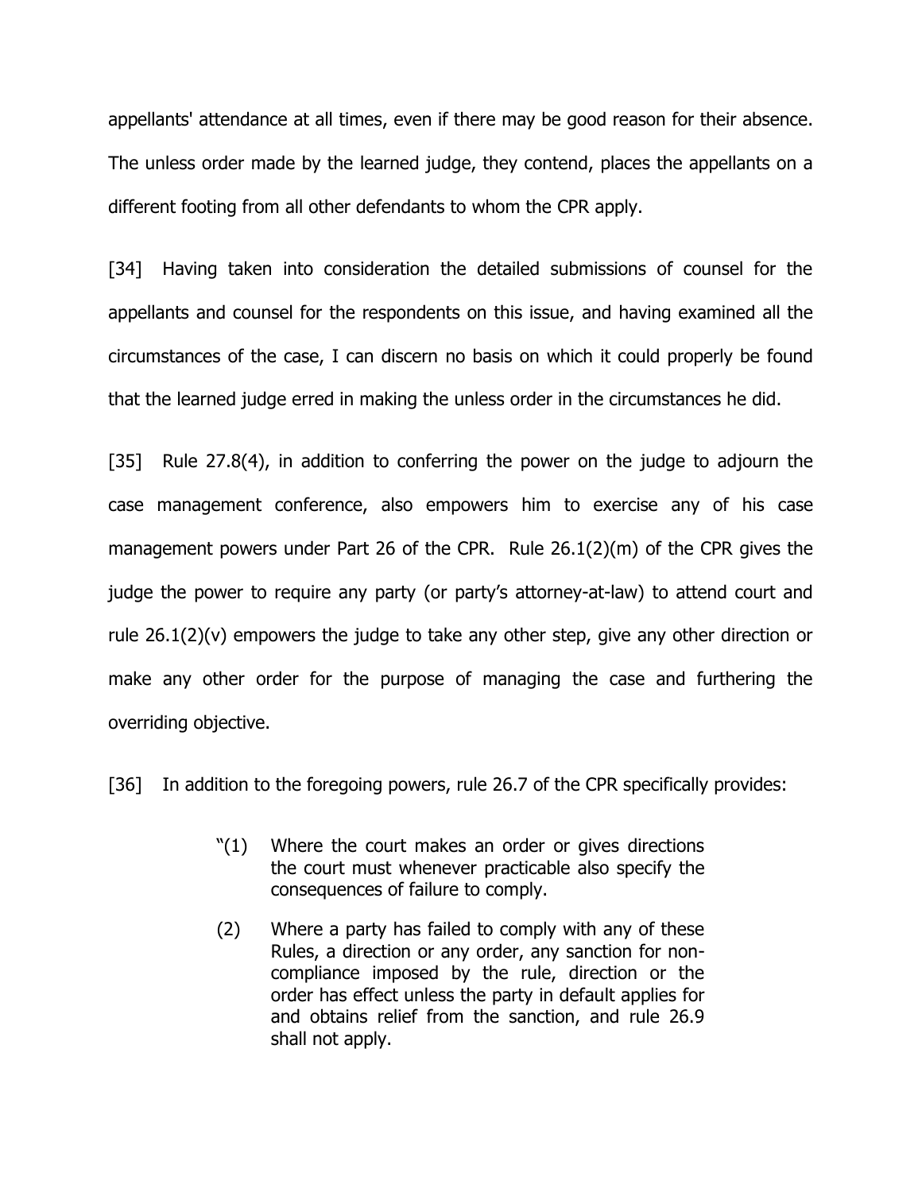appellants' attendance at all times, even if there may be good reason for their absence. The unless order made by the learned judge, they contend, places the appellants on a different footing from all other defendants to whom the CPR apply.

[34] Having taken into consideration the detailed submissions of counsel for the appellants and counsel for the respondents on this issue, and having examined all the circumstances of the case, I can discern no basis on which it could properly be found that the learned judge erred in making the unless order in the circumstances he did.

[35] Rule 27.8(4), in addition to conferring the power on the judge to adjourn the case management conference, also empowers him to exercise any of his case management powers under Part 26 of the CPR. Rule 26.1(2)(m) of the CPR gives the judge the power to require any party (or party's attorney-at-law) to attend court and rule 26.1(2)(v) empowers the judge to take any other step, give any other direction or make any other order for the purpose of managing the case and furthering the overriding objective.

[36] In addition to the foregoing powers, rule 26.7 of the CPR specifically provides:

> "(1) Where the court makes an order or gives directions the court must whenever practicable also specify the consequences of failure to comply.
>
> (2) Where a party has failed to comply with any of these Rules, a direction or any order, any sanction for non-compliance imposed by the rule, direction or the order has effect unless the party in default applies for and obtains relief from the sanction, and rule 26.9 shall not apply.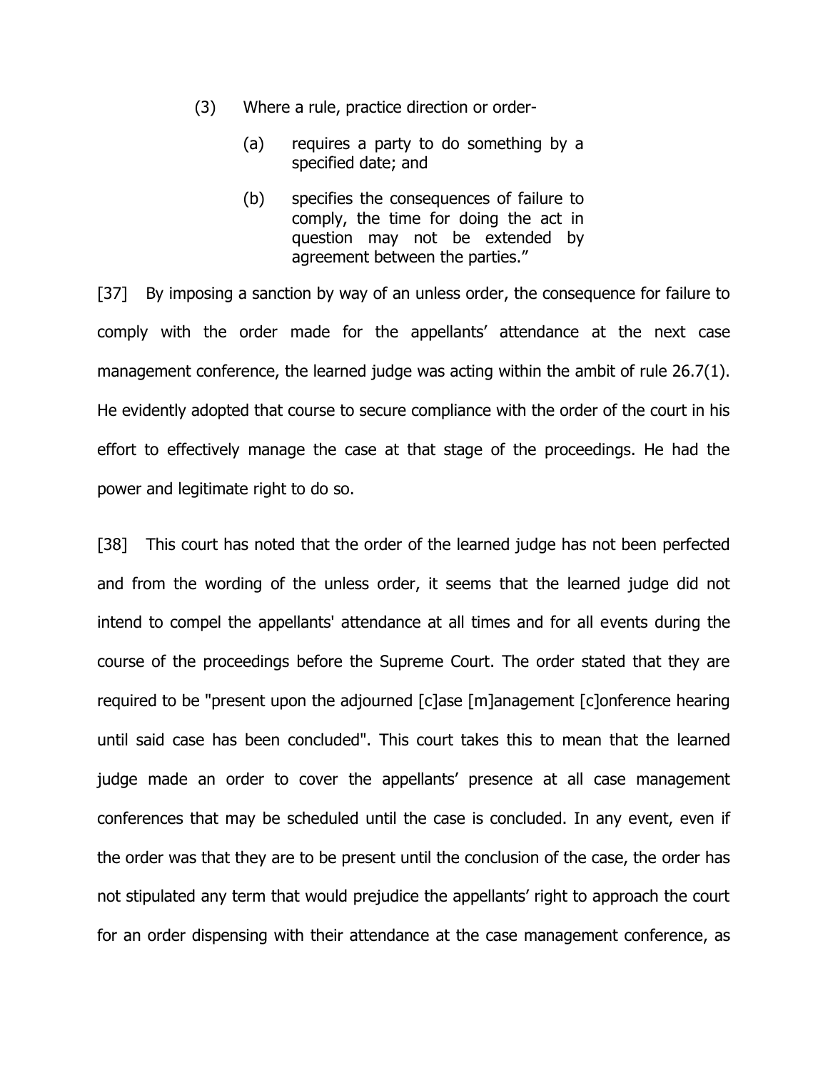(3) Where a rule, practice direction or order-

  (a) requires a party to do something by a specified date; and

  (b) specifies the consequences of failure to comply, the time for doing the act in question may not be extended by agreement between the parties."

[37] By imposing a sanction by way of an unless order, the consequence for failure to comply with the order made for the appellants' attendance at the next case management conference, the learned judge was acting within the ambit of rule 26.7(1). He evidently adopted that course to secure compliance with the order of the court in his effort to effectively manage the case at that stage of the proceedings. He had the power and legitimate right to do so.

[38] This court has noted that the order of the learned judge has not been perfected and from the wording of the unless order, it seems that the learned judge did not intend to compel the appellants' attendance at all times and for all events during the course of the proceedings before the Supreme Court. The order stated that they are required to be "present upon the adjourned [c]ase [m]anagement [c]onference hearing until said case has been concluded". This court takes this to mean that the learned judge made an order to cover the appellants' presence at all case management conferences that may be scheduled until the case is concluded. In any event, even if the order was that they are to be present until the conclusion of the case, the order has not stipulated any term that would prejudice the appellants' right to approach the court for an order dispensing with their attendance at the case management conference, as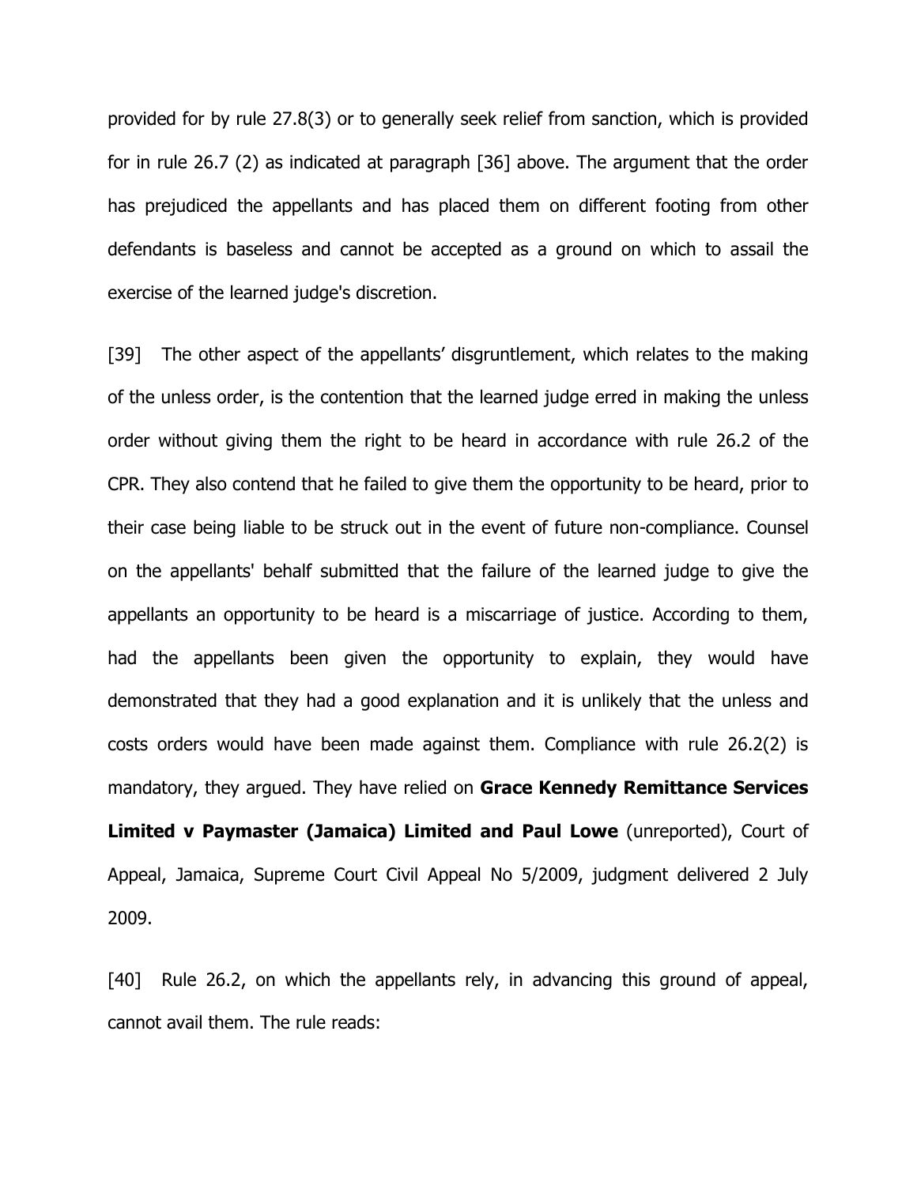provided for by rule 27.8(3) or to generally seek relief from sanction, which is provided for in rule 26.7 (2) as indicated at paragraph [36] above. The argument that the order has prejudiced the appellants and has placed them on different footing from other defendants is baseless and cannot be accepted as a ground on which to assail the exercise of the learned judge's discretion.

[39] The other aspect of the appellants' disgruntlement, which relates to the making of the unless order, is the contention that the learned judge erred in making the unless order without giving them the right to be heard in accordance with rule 26.2 of the CPR. They also contend that he failed to give them the opportunity to be heard, prior to their case being liable to be struck out in the event of future non-compliance. Counsel on the appellants' behalf submitted that the failure of the learned judge to give the appellants an opportunity to be heard is a miscarriage of justice. According to them, had the appellants been given the opportunity to explain, they would have demonstrated that they had a good explanation and it is unlikely that the unless and costs orders would have been made against them. Compliance with rule 26.2(2) is mandatory, they argued. They have relied on **Grace Kennedy Remittance Services Limited v Paymaster (Jamaica) Limited and Paul Lowe** (unreported), Court of Appeal, Jamaica, Supreme Court Civil Appeal No 5/2009, judgment delivered 2 July 2009.

[40] Rule 26.2, on which the appellants rely, in advancing this ground of appeal, cannot avail them. The rule reads: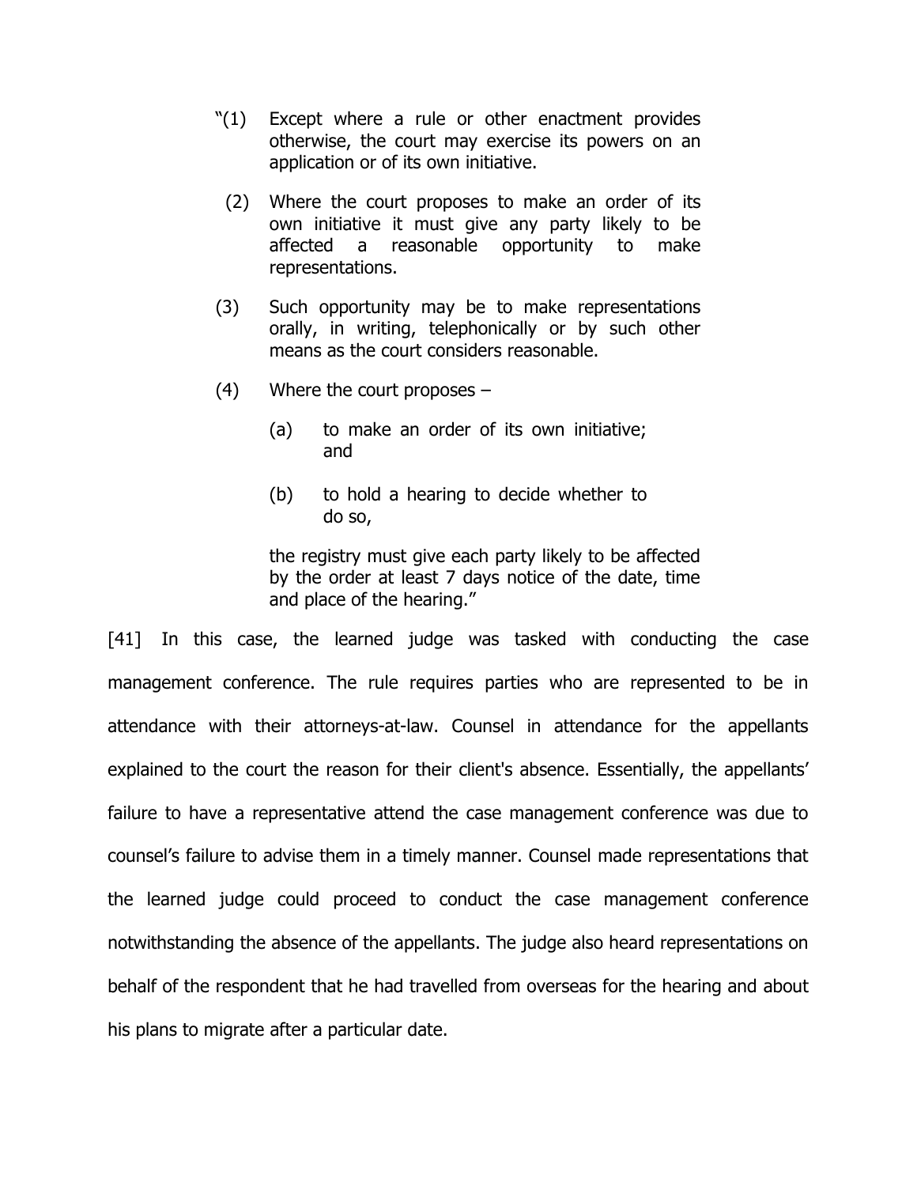> "(1) Except where a rule or other enactment provides otherwise, the court may exercise its powers on an application or of its own initiative.
>
> (2) Where the court proposes to make an order of its own initiative it must give any party likely to be affected a reasonable opportunity to make representations.
>
> (3) Such opportunity may be to make representations orally, in writing, telephonically or by such other means as the court considers reasonable.
>
> (4) Where the court proposes –
>
> (a) to make an order of its own initiative; and
>
> (b) to hold a hearing to decide whether to do so,
>
> the registry must give each party likely to be affected by the order at least 7 days notice of the date, time and place of the hearing."

[41] In this case, the learned judge was tasked with conducting the case management conference. The rule requires parties who are represented to be in attendance with their attorneys-at-law. Counsel in attendance for the appellants explained to the court the reason for their client's absence. Essentially, the appellants' failure to have a representative attend the case management conference was due to counsel's failure to advise them in a timely manner. Counsel made representations that the learned judge could proceed to conduct the case management conference notwithstanding the absence of the appellants. The judge also heard representations on behalf of the respondent that he had travelled from overseas for the hearing and about his plans to migrate after a particular date.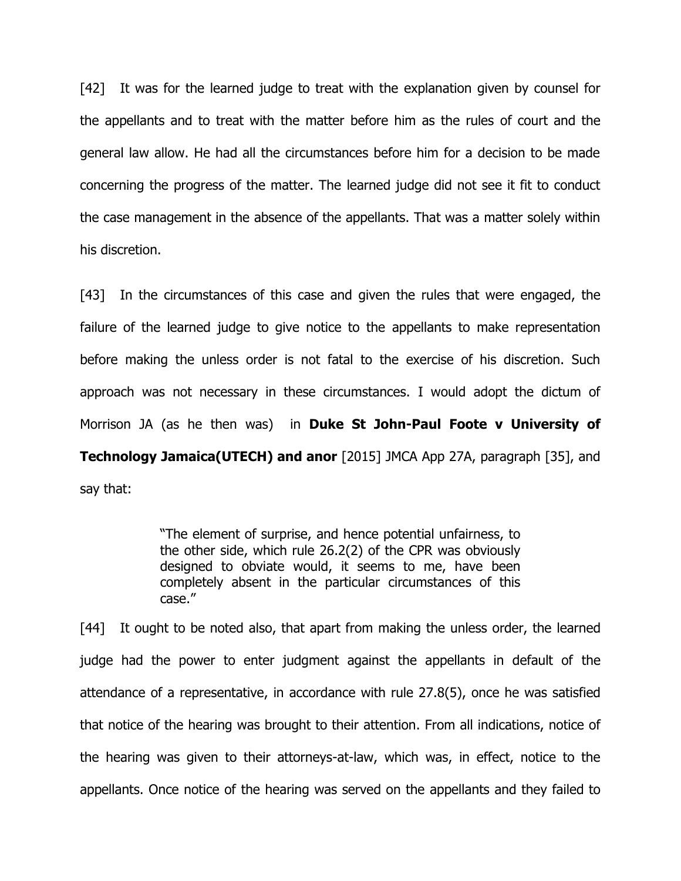[42] It was for the learned judge to treat with the explanation given by counsel for the appellants and to treat with the matter before him as the rules of court and the general law allow. He had all the circumstances before him for a decision to be made concerning the progress of the matter. The learned judge did not see it fit to conduct the case management in the absence of the appellants. That was a matter solely within his discretion.

[43] In the circumstances of this case and given the rules that were engaged, the failure of the learned judge to give notice to the appellants to make representation before making the unless order is not fatal to the exercise of his discretion. Such approach was not necessary in these circumstances. I would adopt the dictum of Morrison JA (as he then was) in **Duke St John-Paul Foote v University of Technology Jamaica(UTECH) and anor** [2015] JMCA App 27A, paragraph [35], and say that:

> "The element of surprise, and hence potential unfairness, to the other side, which rule 26.2(2) of the CPR was obviously designed to obviate would, it seems to me, have been completely absent in the particular circumstances of this case."

[44] It ought to be noted also, that apart from making the unless order, the learned judge had the power to enter judgment against the appellants in default of the attendance of a representative, in accordance with rule 27.8(5), once he was satisfied that notice of the hearing was brought to their attention. From all indications, notice of the hearing was given to their attorneys-at-law, which was, in effect, notice to the appellants. Once notice of the hearing was served on the appellants and they failed to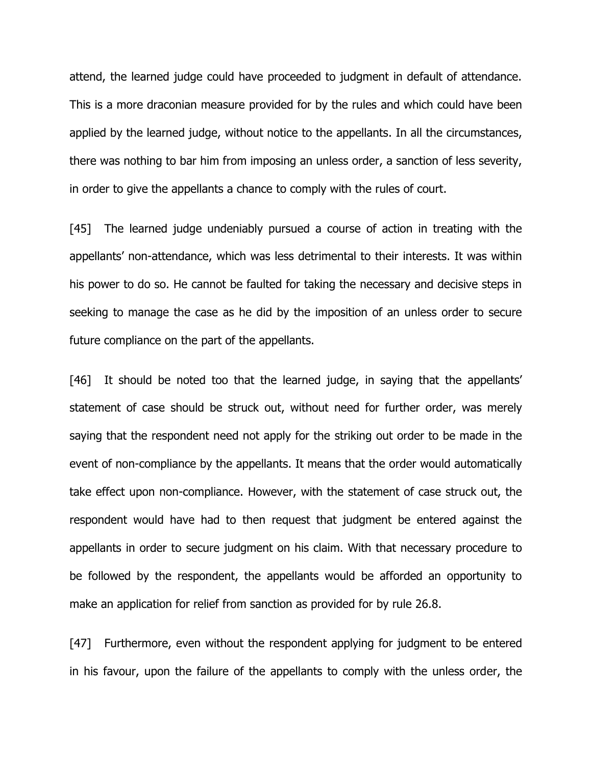attend, the learned judge could have proceeded to judgment in default of attendance. This is a more draconian measure provided for by the rules and which could have been applied by the learned judge, without notice to the appellants. In all the circumstances, there was nothing to bar him from imposing an unless order, a sanction of less severity, in order to give the appellants a chance to comply with the rules of court.

[45] The learned judge undeniably pursued a course of action in treating with the appellants' non-attendance, which was less detrimental to their interests. It was within his power to do so. He cannot be faulted for taking the necessary and decisive steps in seeking to manage the case as he did by the imposition of an unless order to secure future compliance on the part of the appellants.

[46] It should be noted too that the learned judge, in saying that the appellants' statement of case should be struck out, without need for further order, was merely saying that the respondent need not apply for the striking out order to be made in the event of non-compliance by the appellants. It means that the order would automatically take effect upon non-compliance. However, with the statement of case struck out, the respondent would have had to then request that judgment be entered against the appellants in order to secure judgment on his claim. With that necessary procedure to be followed by the respondent, the appellants would be afforded an opportunity to make an application for relief from sanction as provided for by rule 26.8.

[47] Furthermore, even without the respondent applying for judgment to be entered in his favour, upon the failure of the appellants to comply with the unless order, the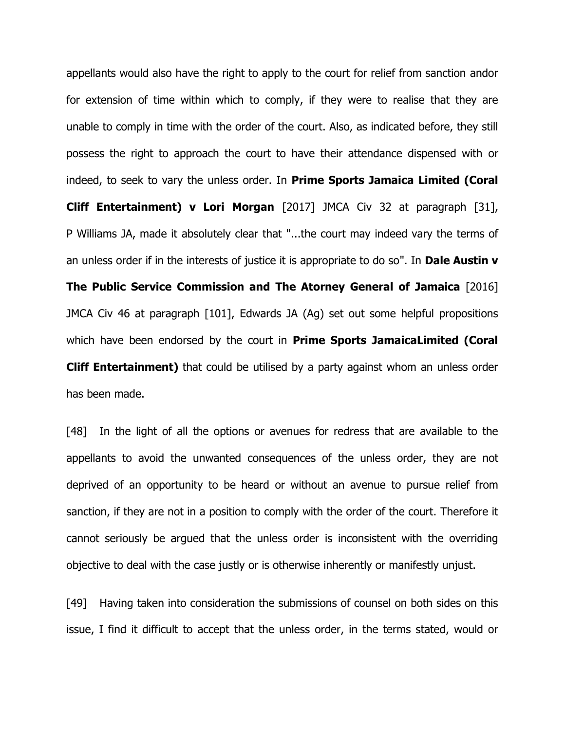appellants would also have the right to apply to the court for relief from sanction andor for extension of time within which to comply, if they were to realise that they are unable to comply in time with the order of the court. Also, as indicated before, they still possess the right to approach the court to have their attendance dispensed with or indeed, to seek to vary the unless order. In **Prime Sports Jamaica Limited (Coral Cliff Entertainment) v Lori Morgan** [2017] JMCA Civ 32 at paragraph [31], P Williams JA, made it absolutely clear that "...the court may indeed vary the terms of an unless order if in the interests of justice it is appropriate to do so". In **Dale Austin v The Public Service Commission and The Atorney General of Jamaica** [2016] JMCA Civ 46 at paragraph [101], Edwards JA (Ag) set out some helpful propositions which have been endorsed by the court in **Prime Sports JamaicaLimited (Coral Cliff Entertainment)** that could be utilised by a party against whom an unless order has been made.

[48] In the light of all the options or avenues for redress that are available to the appellants to avoid the unwanted consequences of the unless order, they are not deprived of an opportunity to be heard or without an avenue to pursue relief from sanction, if they are not in a position to comply with the order of the court. Therefore it cannot seriously be argued that the unless order is inconsistent with the overriding objective to deal with the case justly or is otherwise inherently or manifestly unjust.

[49] Having taken into consideration the submissions of counsel on both sides on this issue, I find it difficult to accept that the unless order, in the terms stated, would or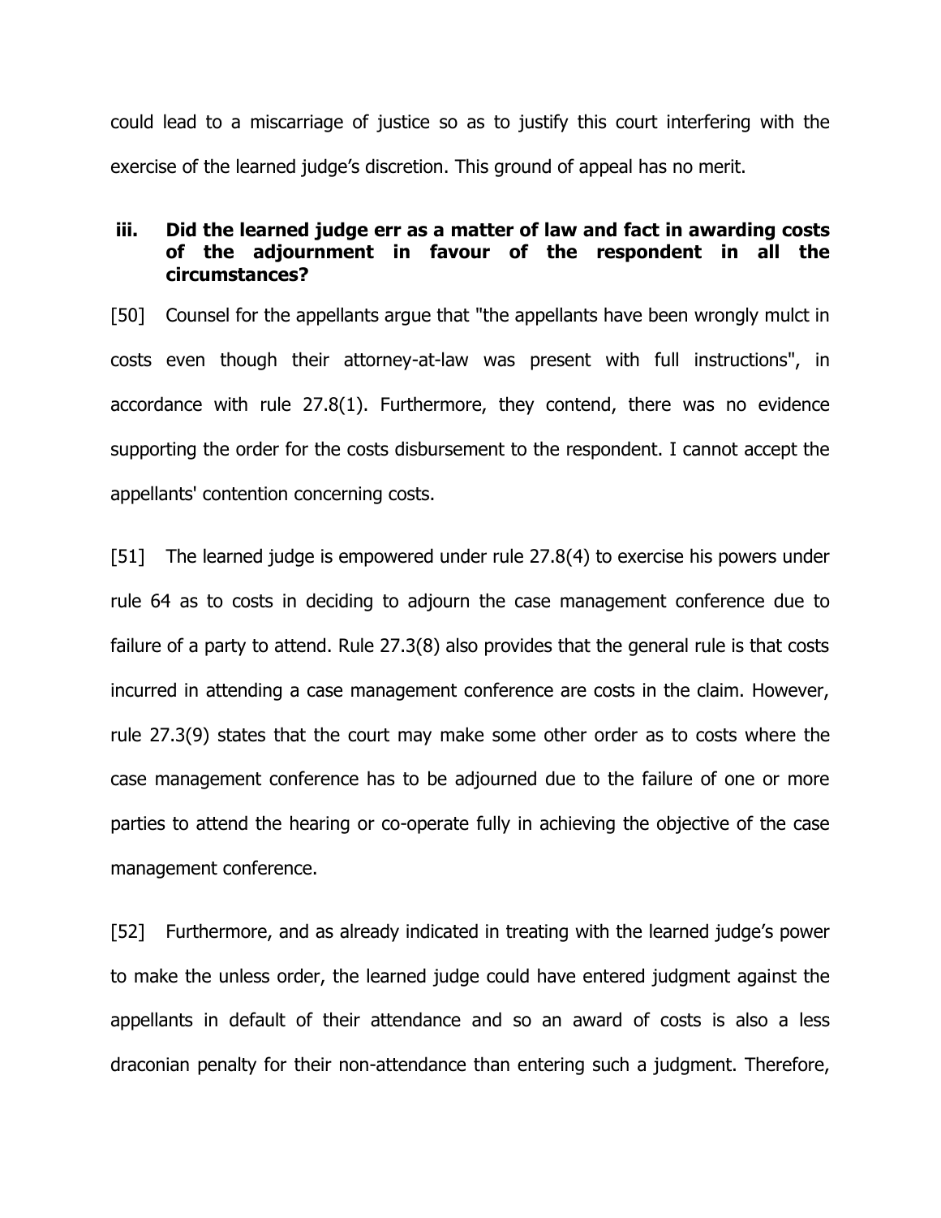could lead to a miscarriage of justice so as to justify this court interfering with the exercise of the learned judge's discretion. This ground of appeal has no merit.

### iii. Did the learned judge err as a matter of law and fact in awarding costs of the adjournment in favour of the respondent in all the circumstances?

[50] Counsel for the appellants argue that "the appellants have been wrongly mulct in costs even though their attorney-at-law was present with full instructions", in accordance with rule 27.8(1). Furthermore, they contend, there was no evidence supporting the order for the costs disbursement to the respondent. I cannot accept the appellants' contention concerning costs.

[51] The learned judge is empowered under rule 27.8(4) to exercise his powers under rule 64 as to costs in deciding to adjourn the case management conference due to failure of a party to attend. Rule 27.3(8) also provides that the general rule is that costs incurred in attending a case management conference are costs in the claim. However, rule 27.3(9) states that the court may make some other order as to costs where the case management conference has to be adjourned due to the failure of one or more parties to attend the hearing or co-operate fully in achieving the objective of the case management conference.

[52] Furthermore, and as already indicated in treating with the learned judge's power to make the unless order, the learned judge could have entered judgment against the appellants in default of their attendance and so an award of costs is also a less draconian penalty for their non-attendance than entering such a judgment. Therefore,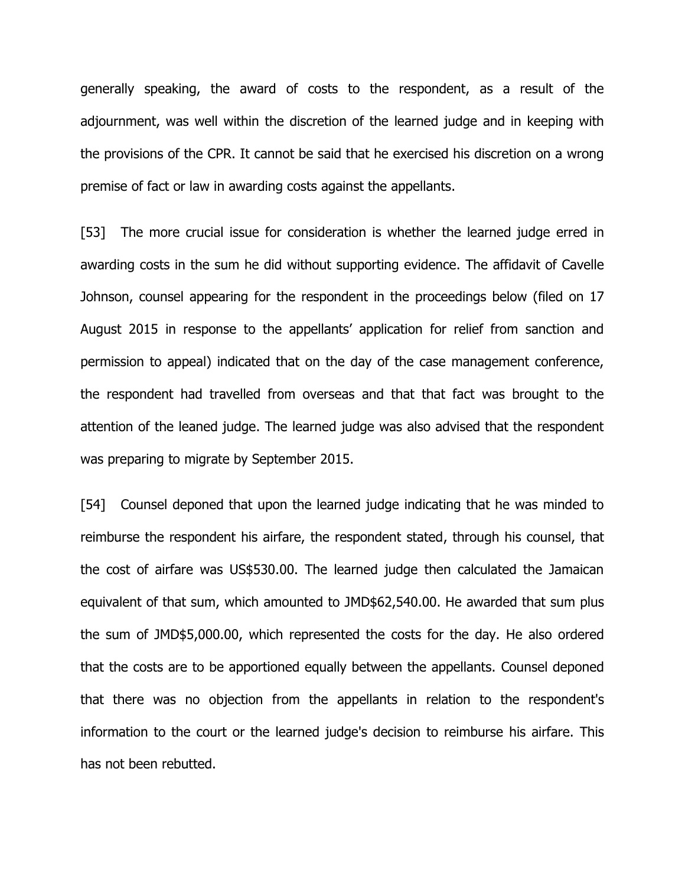generally speaking, the award of costs to the respondent, as a result of the adjournment, was well within the discretion of the learned judge and in keeping with the provisions of the CPR. It cannot be said that he exercised his discretion on a wrong premise of fact or law in awarding costs against the appellants.

[53] The more crucial issue for consideration is whether the learned judge erred in awarding costs in the sum he did without supporting evidence. The affidavit of Cavelle Johnson, counsel appearing for the respondent in the proceedings below (filed on 17 August 2015 in response to the appellants' application for relief from sanction and permission to appeal) indicated that on the day of the case management conference, the respondent had travelled from overseas and that that fact was brought to the attention of the leaned judge. The learned judge was also advised that the respondent was preparing to migrate by September 2015.

[54] Counsel deponed that upon the learned judge indicating that he was minded to reimburse the respondent his airfare, the respondent stated, through his counsel, that the cost of airfare was US$530.00. The learned judge then calculated the Jamaican equivalent of that sum, which amounted to JMD$62,540.00. He awarded that sum plus the sum of JMD$5,000.00, which represented the costs for the day. He also ordered that the costs are to be apportioned equally between the appellants. Counsel deponed that there was no objection from the appellants in relation to the respondent's information to the court or the learned judge's decision to reimburse his airfare. This has not been rebutted.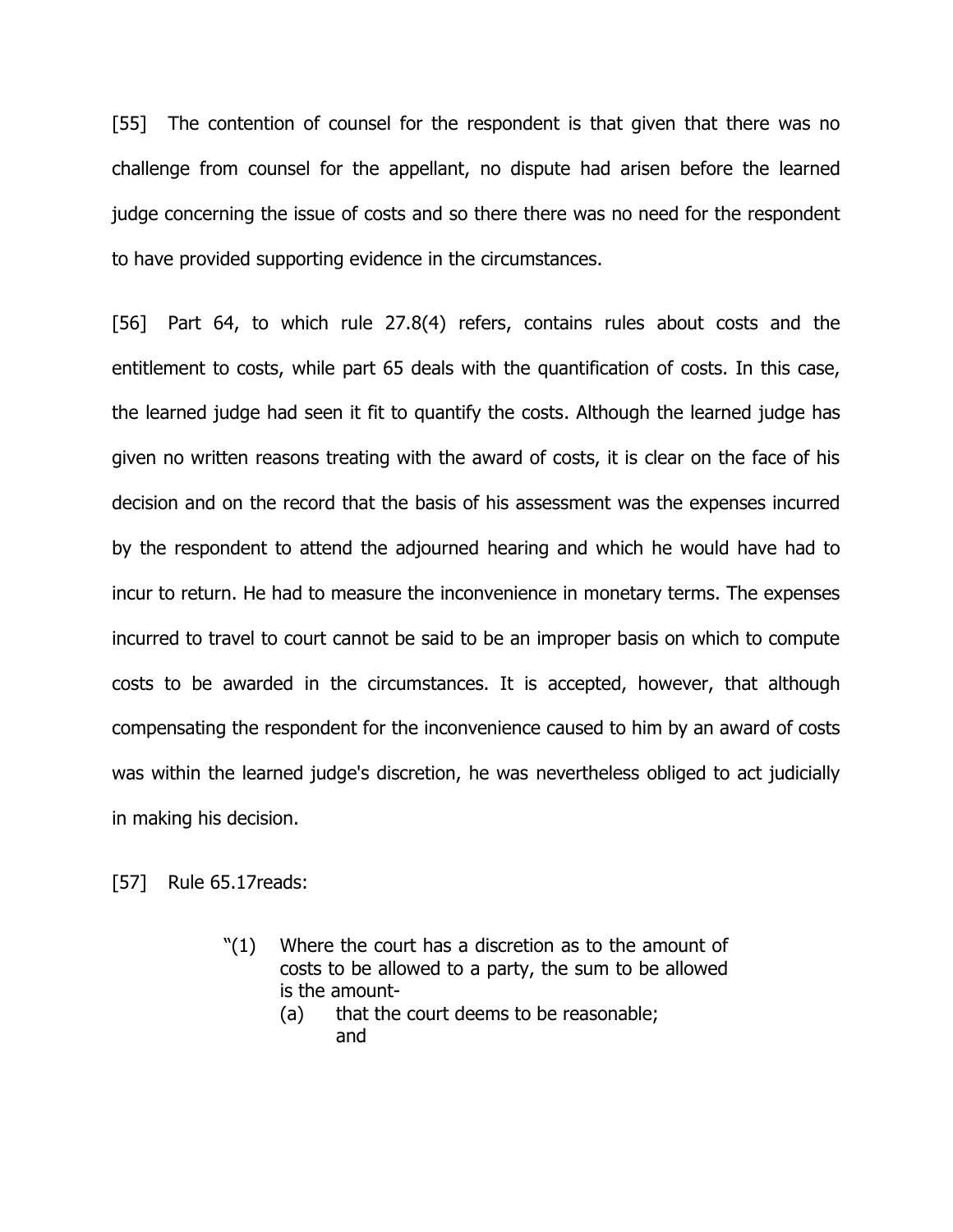[55] The contention of counsel for the respondent is that given that there was no challenge from counsel for the appellant, no dispute had arisen before the learned judge concerning the issue of costs and so there there was no need for the respondent to have provided supporting evidence in the circumstances.

[56] Part 64, to which rule 27.8(4) refers, contains rules about costs and the entitlement to costs, while part 65 deals with the quantification of costs. In this case, the learned judge had seen it fit to quantify the costs. Although the learned judge has given no written reasons treating with the award of costs, it is clear on the face of his decision and on the record that the basis of his assessment was the expenses incurred by the respondent to attend the adjourned hearing and which he would have had to incur to return. He had to measure the inconvenience in monetary terms. The expenses incurred to travel to court cannot be said to be an improper basis on which to compute costs to be awarded in the circumstances. It is accepted, however, that although compensating the respondent for the inconvenience caused to him by an award of costs was within the learned judge's discretion, he was nevertheless obliged to act judicially in making his decision.

[57] Rule 65.17reads:

> "(1) Where the court has a discretion as to the amount of costs to be allowed to a party, the sum to be allowed is the amount-
>
> (a) that the court deems to be reasonable; and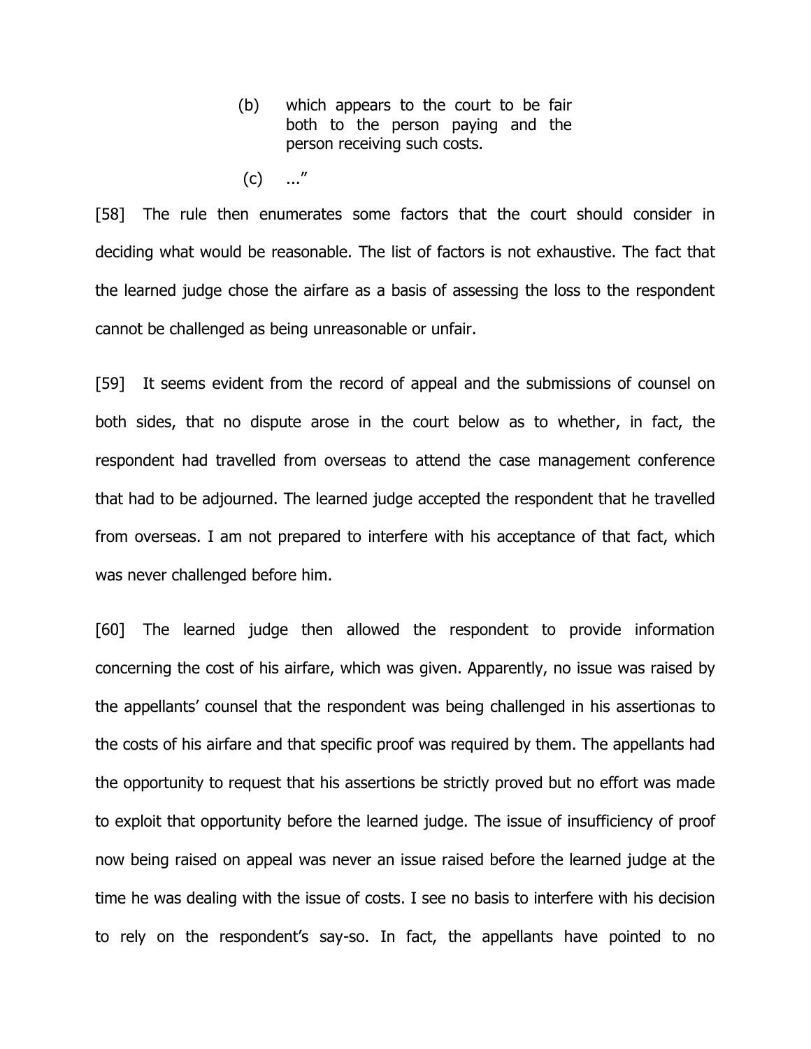> (b) which appears to the court to be fair both to the person paying and the person receiving such costs.
>
> (c) ...”

[58] The rule then enumerates some factors that the court should consider in deciding what would be reasonable. The list of factors is not exhaustive. The fact that the learned judge chose the airfare as a basis of assessing the loss to the respondent cannot be challenged as being unreasonable or unfair.

[59] It seems evident from the record of appeal and the submissions of counsel on both sides, that no dispute arose in the court below as to whether, in fact, the respondent had travelled from overseas to attend the case management conference that had to be adjourned. The learned judge accepted the respondent that he travelled from overseas. I am not prepared to interfere with his acceptance of that fact, which was never challenged before him.

[60] The learned judge then allowed the respondent to provide information concerning the cost of his airfare, which was given. Apparently, no issue was raised by the appellants’ counsel that the respondent was being challenged in his assertionas to the costs of his airfare and that specific proof was required by them. The appellants had the opportunity to request that his assertions be strictly proved but no effort was made to exploit that opportunity before the learned judge. The issue of insufficiency of proof now being raised on appeal was never an issue raised before the learned judge at the time he was dealing with the issue of costs. I see no basis to interfere with his decision to rely on the respondent’s say-so. In fact, the appellants have pointed to no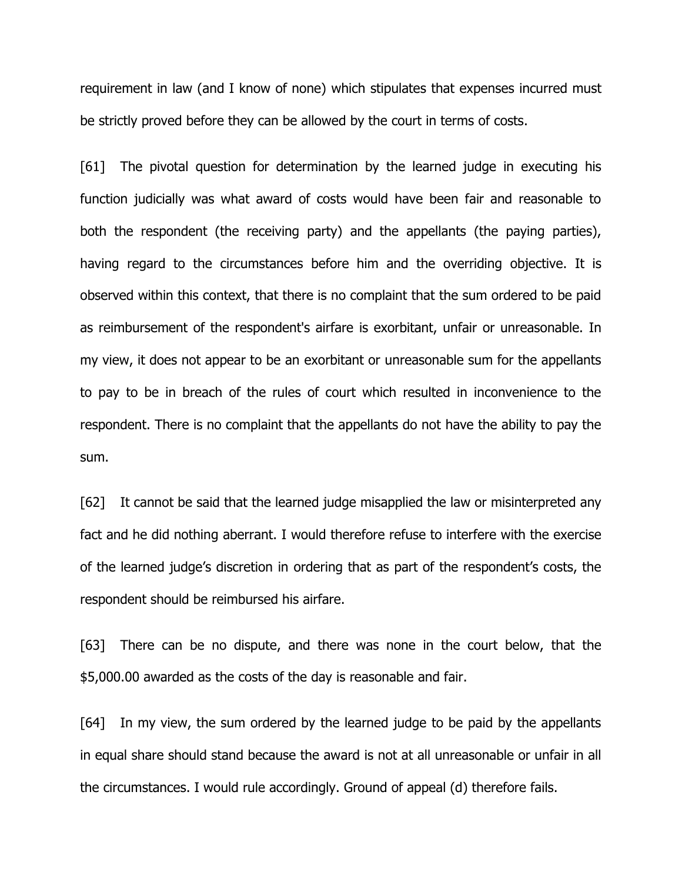requirement in law (and I know of none) which stipulates that expenses incurred must be strictly proved before they can be allowed by the court in terms of costs.

[61] The pivotal question for determination by the learned judge in executing his function judicially was what award of costs would have been fair and reasonable to both the respondent (the receiving party) and the appellants (the paying parties), having regard to the circumstances before him and the overriding objective. It is observed within this context, that there is no complaint that the sum ordered to be paid as reimbursement of the respondent's airfare is exorbitant, unfair or unreasonable. In my view, it does not appear to be an exorbitant or unreasonable sum for the appellants to pay to be in breach of the rules of court which resulted in inconvenience to the respondent. There is no complaint that the appellants do not have the ability to pay the sum.

[62] It cannot be said that the learned judge misapplied the law or misinterpreted any fact and he did nothing aberrant. I would therefore refuse to interfere with the exercise of the learned judge's discretion in ordering that as part of the respondent's costs, the respondent should be reimbursed his airfare.

[63] There can be no dispute, and there was none in the court below, that the $5,000.00 awarded as the costs of the day is reasonable and fair.

[64] In my view, the sum ordered by the learned judge to be paid by the appellants in equal share should stand because the award is not at all unreasonable or unfair in all the circumstances. I would rule accordingly. Ground of appeal (d) therefore fails.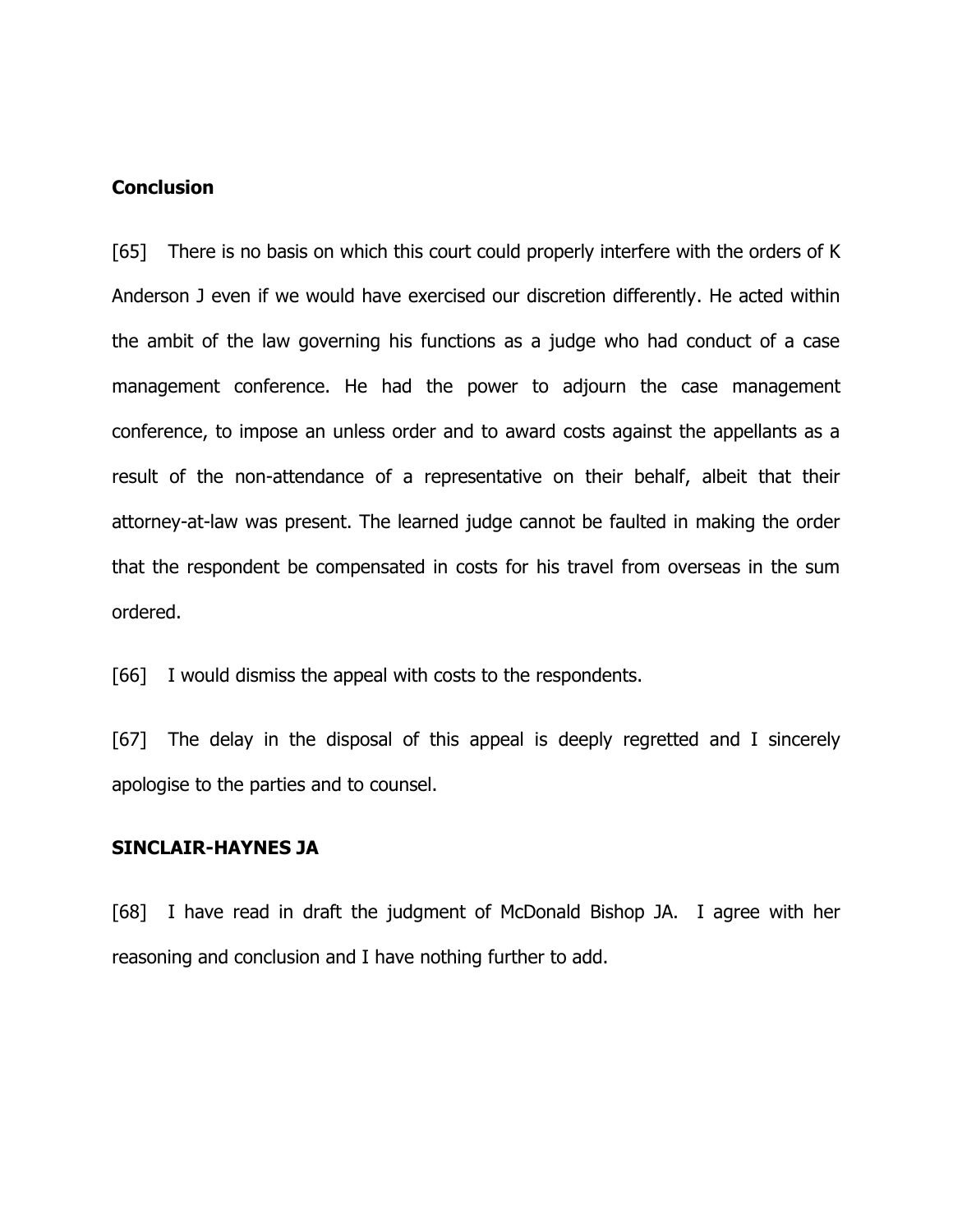**Conclusion**

[65] There is no basis on which this court could properly interfere with the orders of K Anderson J even if we would have exercised our discretion differently. He acted within the ambit of the law governing his functions as a judge who had conduct of a case management conference. He had the power to adjourn the case management conference, to impose an unless order and to award costs against the appellants as a result of the non-attendance of a representative on their behalf, albeit that their attorney-at-law was present. The learned judge cannot be faulted in making the order that the respondent be compensated in costs for his travel from overseas in the sum ordered.

[66] I would dismiss the appeal with costs to the respondents.

[67] The delay in the disposal of this appeal is deeply regretted and I sincerely apologise to the parties and to counsel.

**SINCLAIR-HAYNES JA**

[68] I have read in draft the judgment of McDonald Bishop JA. I agree with her reasoning and conclusion and I have nothing further to add.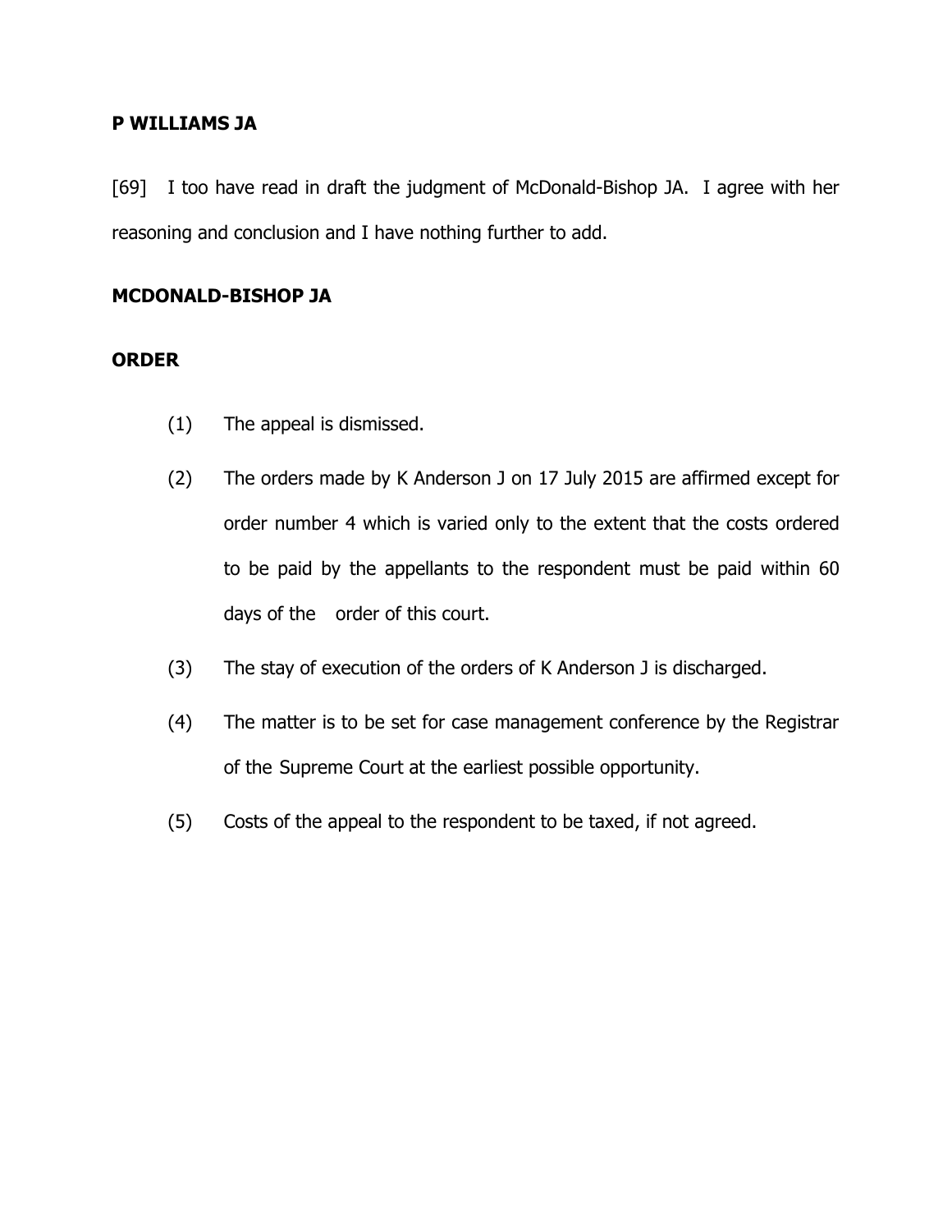**P WILLIAMS JA**

[69] I too have read in draft the judgment of McDonald-Bishop JA. I agree with her reasoning and conclusion and I have nothing further to add.

**MCDONALD-BISHOP JA**

**ORDER**

(1) The appeal is dismissed.

(2) The orders made by K Anderson J on 17 July 2015 are affirmed except for order number 4 which is varied only to the extent that the costs ordered to be paid by the appellants to the respondent must be paid within 60 days of the order of this court.

(3) The stay of execution of the orders of K Anderson J is discharged.

(4) The matter is to be set for case management conference by the Registrar of the Supreme Court at the earliest possible opportunity.

(5) Costs of the appeal to the respondent to be taxed, if not agreed.